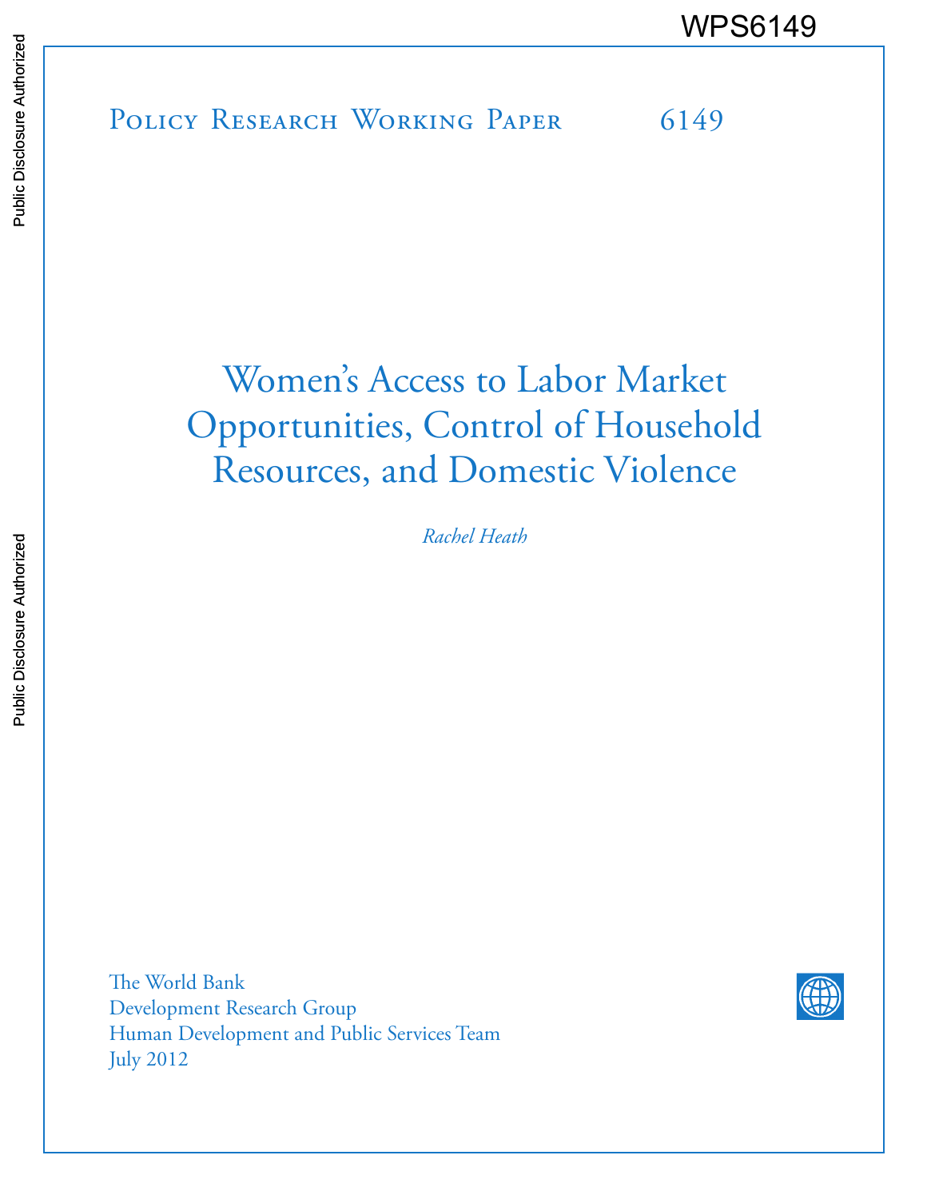WPS6149

Policy Research Working Paper 6149

# Women's Access to Labor Market Opportunities, Control of Household Resources, and Domestic Violence

*Rachel Heath*

The World Bank
Development Research Group
Human Development and Public Services Team
July 2012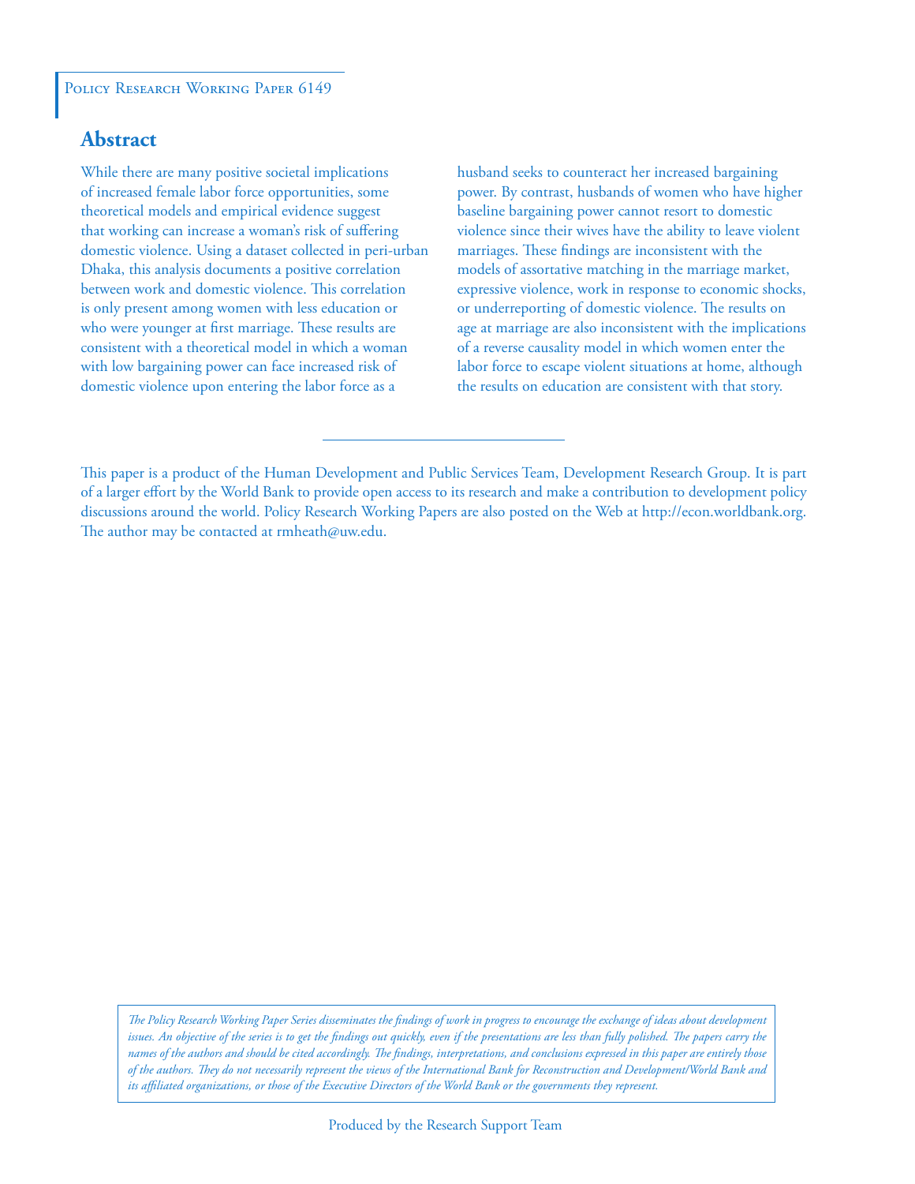Policy Research Working Paper 6149

## Abstract

While there are many positive societal implications of increased female labor force opportunities, some theoretical models and empirical evidence suggest that working can increase a woman's risk of suffering domestic violence. Using a dataset collected in peri-urban Dhaka, this analysis documents a positive correlation between work and domestic violence. This correlation is only present among women with less education or who were younger at first marriage. These results are consistent with a theoretical model in which a woman with low bargaining power can face increased risk of domestic violence upon entering the labor force as a husband seeks to counteract her increased bargaining power. By contrast, husbands of women who have higher baseline bargaining power cannot resort to domestic violence since their wives have the ability to leave violent marriages. These findings are inconsistent with the models of assortative matching in the marriage market, expressive violence, work in response to economic shocks, or underreporting of domestic violence. The results on age at marriage are also inconsistent with the implications of a reverse causality model in which women enter the labor force to escape violent situations at home, although the results on education are consistent with that story.

This paper is a product of the Human Development and Public Services Team, Development Research Group. It is part of a larger effort by the World Bank to provide open access to its research and make a contribution to development policy discussions around the world. Policy Research Working Papers are also posted on the Web at http://econ.worldbank.org. The author may be contacted at rmheath@uw.edu.

*The Policy Research Working Paper Series disseminates the findings of work in progress to encourage the exchange of ideas about development issues. An objective of the series is to get the findings out quickly, even if the presentations are less than fully polished. The papers carry the names of the authors and should be cited accordingly. The findings, interpretations, and conclusions expressed in this paper are entirely those of the authors. They do not necessarily represent the views of the International Bank for Reconstruction and Development/World Bank and its affiliated organizations, or those of the Executive Directors of the World Bank or the governments they represent.*

Produced by the Research Support Team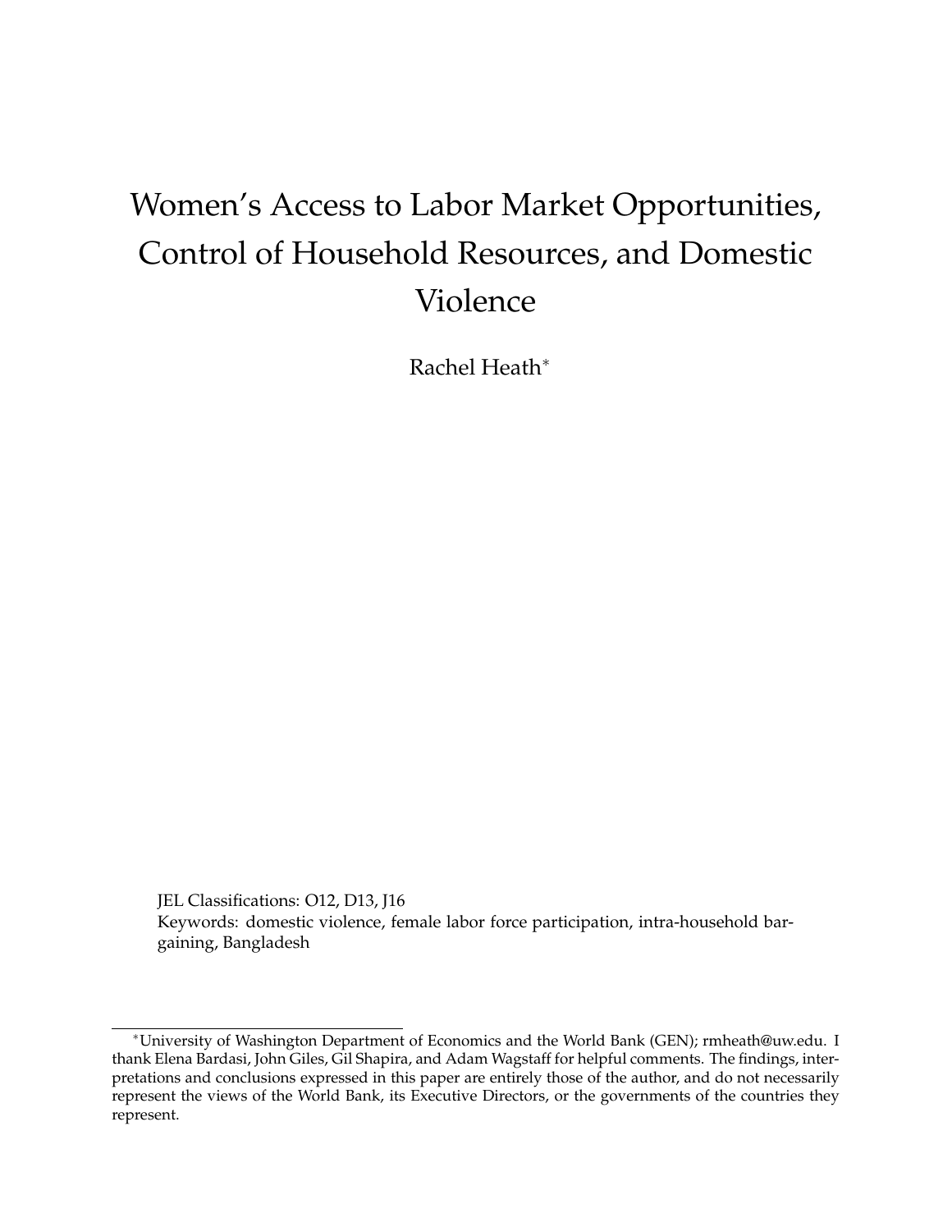# Women's Access to Labor Market Opportunities, Control of Household Resources, and Domestic Violence

Rachel Heath[*]

JEL Classifications: O12, D13, J16

Keywords: domestic violence, female labor force participation, intra-household bargaining, Bangladesh

[*]University of Washington Department of Economics and the World Bank (GEN); rmheath@uw.edu. I thank Elena Bardasi, John Giles, Gil Shapira, and Adam Wagstaff for helpful comments. The findings, interpretations and conclusions expressed in this paper are entirely those of the author, and do not necessarily represent the views of the World Bank, its Executive Directors, or the governments of the countries they represent.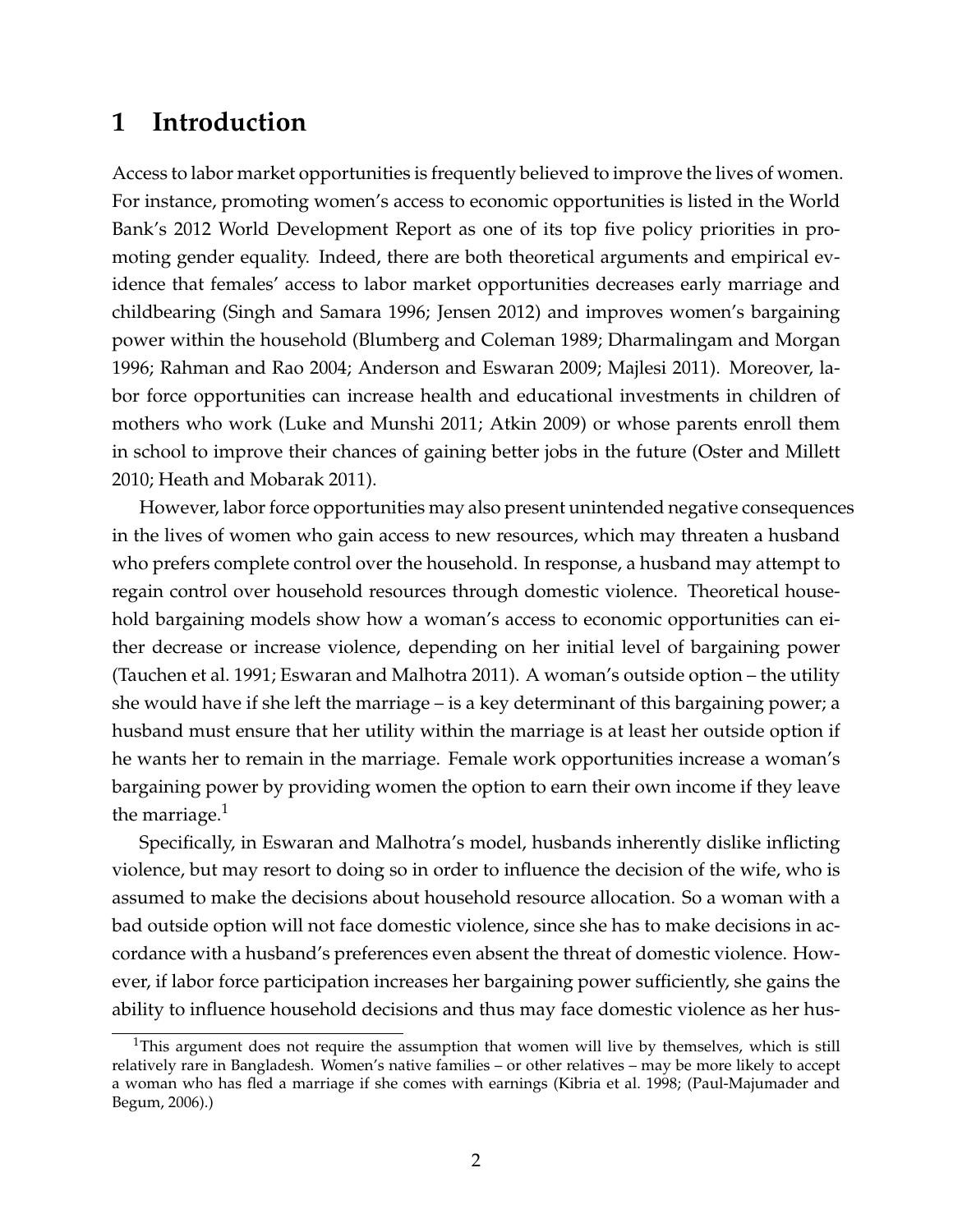# 1 Introduction

Access to labor market opportunities is frequently believed to improve the lives of women. For instance, promoting women's access to economic opportunities is listed in the World Bank's 2012 World Development Report as one of its top five policy priorities in promoting gender equality. Indeed, there are both theoretical arguments and empirical evidence that females' access to labor market opportunities decreases early marriage and childbearing (Singh and Samara 1996; Jensen 2012) and improves women's bargaining power within the household (Blumberg and Coleman 1989; Dharmalingam and Morgan 1996; Rahman and Rao 2004; Anderson and Eswaran 2009; Majlesi 2011). Moreover, labor force opportunities can increase health and educational investments in children of mothers who work (Luke and Munshi 2011; Atkin 2009) or whose parents enroll them in school to improve their chances of gaining better jobs in the future (Oster and Millett 2010; Heath and Mobarak 2011).

However, labor force opportunities may also present unintended negative consequences in the lives of women who gain access to new resources, which may threaten a husband who prefers complete control over the household. In response, a husband may attempt to regain control over household resources through domestic violence. Theoretical household bargaining models show how a woman's access to economic opportunities can either decrease or increase violence, depending on her initial level of bargaining power (Tauchen et al. 1991; Eswaran and Malhotra 2011). A woman's outside option – the utility she would have if she left the marriage – is a key determinant of this bargaining power; a husband must ensure that her utility within the marriage is at least her outside option if he wants her to remain in the marriage. Female work opportunities increase a woman's bargaining power by providing women the option to earn their own income if they leave the marriage.[1]

Specifically, in Eswaran and Malhotra's model, husbands inherently dislike inflicting violence, but may resort to doing so in order to influence the decision of the wife, who is assumed to make the decisions about household resource allocation. So a woman with a bad outside option will not face domestic violence, since she has to make decisions in accordance with a husband's preferences even absent the threat of domestic violence. However, if labor force participation increases her bargaining power sufficiently, she gains the ability to influence household decisions and thus may face domestic violence as her hus-

[1] This argument does not require the assumption that women will live by themselves, which is still relatively rare in Bangladesh. Women's native families – or other relatives – may be more likely to accept a woman who has fled a marriage if she comes with earnings (Kibria et al. 1998; (Paul-Majumader and Begum, 2006).)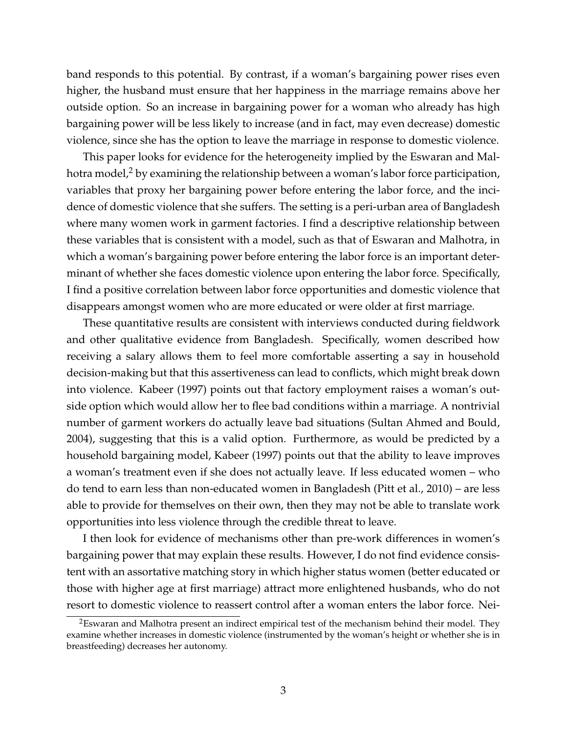band responds to this potential. By contrast, if a woman's bargaining power rises even higher, the husband must ensure that her happiness in the marriage remains above her outside option. So an increase in bargaining power for a woman who already has high bargaining power will be less likely to increase (and in fact, may even decrease) domestic violence, since she has the option to leave the marriage in response to domestic violence.

This paper looks for evidence for the heterogeneity implied by the Eswaran and Malhotra model,[2] by examining the relationship between a woman's labor force participation, variables that proxy her bargaining power before entering the labor force, and the incidence of domestic violence that she suffers. The setting is a peri-urban area of Bangladesh where many women work in garment factories. I find a descriptive relationship between these variables that is consistent with a model, such as that of Eswaran and Malhotra, in which a woman's bargaining power before entering the labor force is an important determinant of whether she faces domestic violence upon entering the labor force. Specifically, I find a positive correlation between labor force opportunities and domestic violence that disappears amongst women who are more educated or were older at first marriage.

These quantitative results are consistent with interviews conducted during fieldwork and other qualitative evidence from Bangladesh. Specifically, women described how receiving a salary allows them to feel more comfortable asserting a say in household decision-making but that this assertiveness can lead to conflicts, which might break down into violence. Kabeer (1997) points out that factory employment raises a woman's outside option which would allow her to flee bad conditions within a marriage. A nontrivial number of garment workers do actually leave bad situations (Sultan Ahmed and Bould, 2004), suggesting that this is a valid option. Furthermore, as would be predicted by a household bargaining model, Kabeer (1997) points out that the ability to leave improves a woman's treatment even if she does not actually leave. If less educated women – who do tend to earn less than non-educated women in Bangladesh (Pitt et al., 2010) – are less able to provide for themselves on their own, then they may not be able to translate work opportunities into less violence through the credible threat to leave.

I then look for evidence of mechanisms other than pre-work differences in women's bargaining power that may explain these results. However, I do not find evidence consistent with an assortative matching story in which higher status women (better educated or those with higher age at first marriage) attract more enlightened husbands, who do not resort to domestic violence to reassert control after a woman enters the labor force. Nei-

[2] Eswaran and Malhotra present an indirect empirical test of the mechanism behind their model. They examine whether increases in domestic violence (instrumented by the woman's height or whether she is in breastfeeding) decreases her autonomy.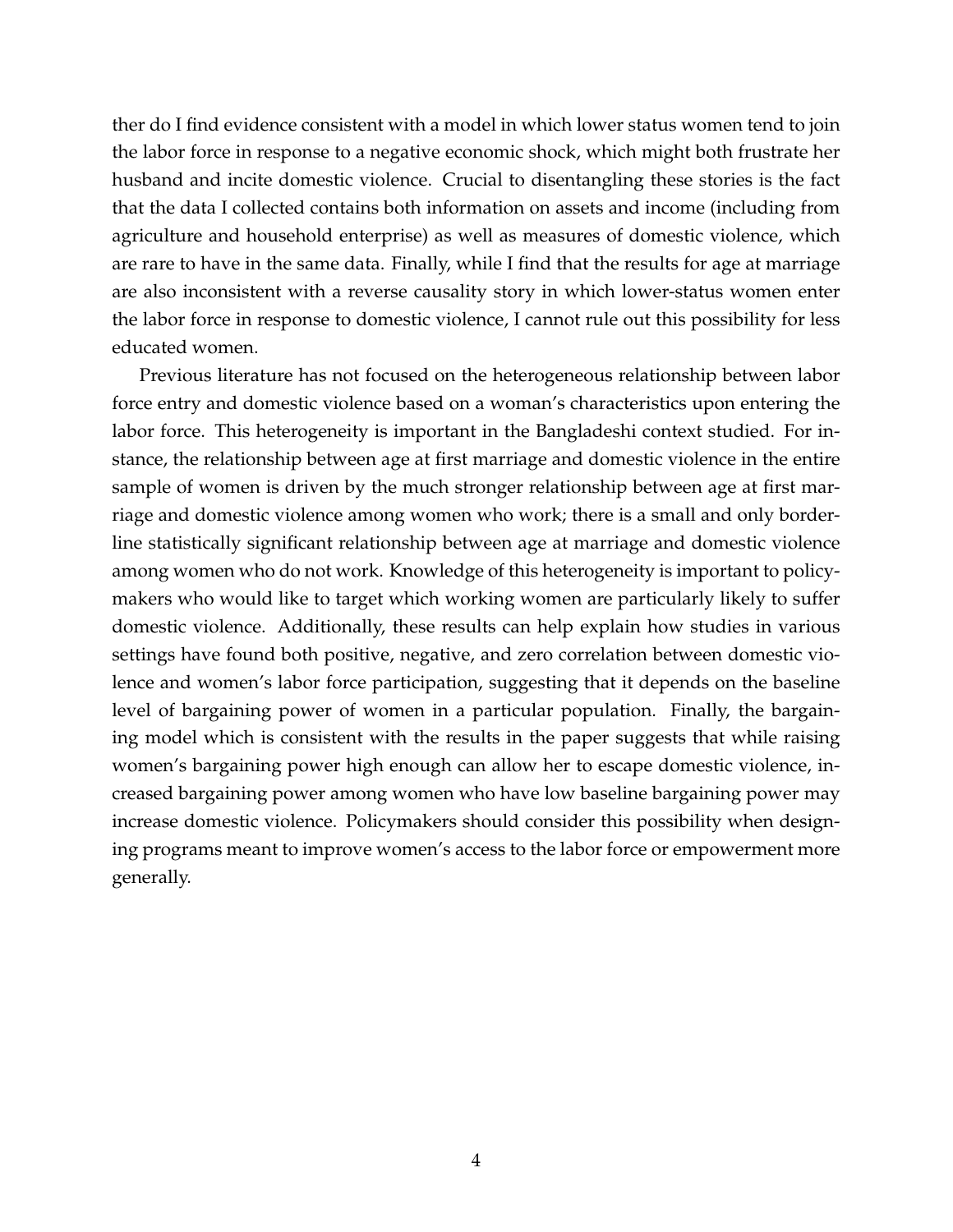ther do I find evidence consistent with a model in which lower status women tend to join the labor force in response to a negative economic shock, which might both frustrate her husband and incite domestic violence. Crucial to disentangling these stories is the fact that the data I collected contains both information on assets and income (including from agriculture and household enterprise) as well as measures of domestic violence, which are rare to have in the same data. Finally, while I find that the results for age at marriage are also inconsistent with a reverse causality story in which lower-status women enter the labor force in response to domestic violence, I cannot rule out this possibility for less educated women.

Previous literature has not focused on the heterogeneous relationship between labor force entry and domestic violence based on a woman's characteristics upon entering the labor force. This heterogeneity is important in the Bangladeshi context studied. For instance, the relationship between age at first marriage and domestic violence in the entire sample of women is driven by the much stronger relationship between age at first marriage and domestic violence among women who work; there is a small and only borderline statistically significant relationship between age at marriage and domestic violence among women who do not work. Knowledge of this heterogeneity is important to policymakers who would like to target which working women are particularly likely to suffer domestic violence. Additionally, these results can help explain how studies in various settings have found both positive, negative, and zero correlation between domestic violence and women's labor force participation, suggesting that it depends on the baseline level of bargaining power of women in a particular population. Finally, the bargaining model which is consistent with the results in the paper suggests that while raising women's bargaining power high enough can allow her to escape domestic violence, increased bargaining power among women who have low baseline bargaining power may increase domestic violence. Policymakers should consider this possibility when designing programs meant to improve women's access to the labor force or empowerment more generally.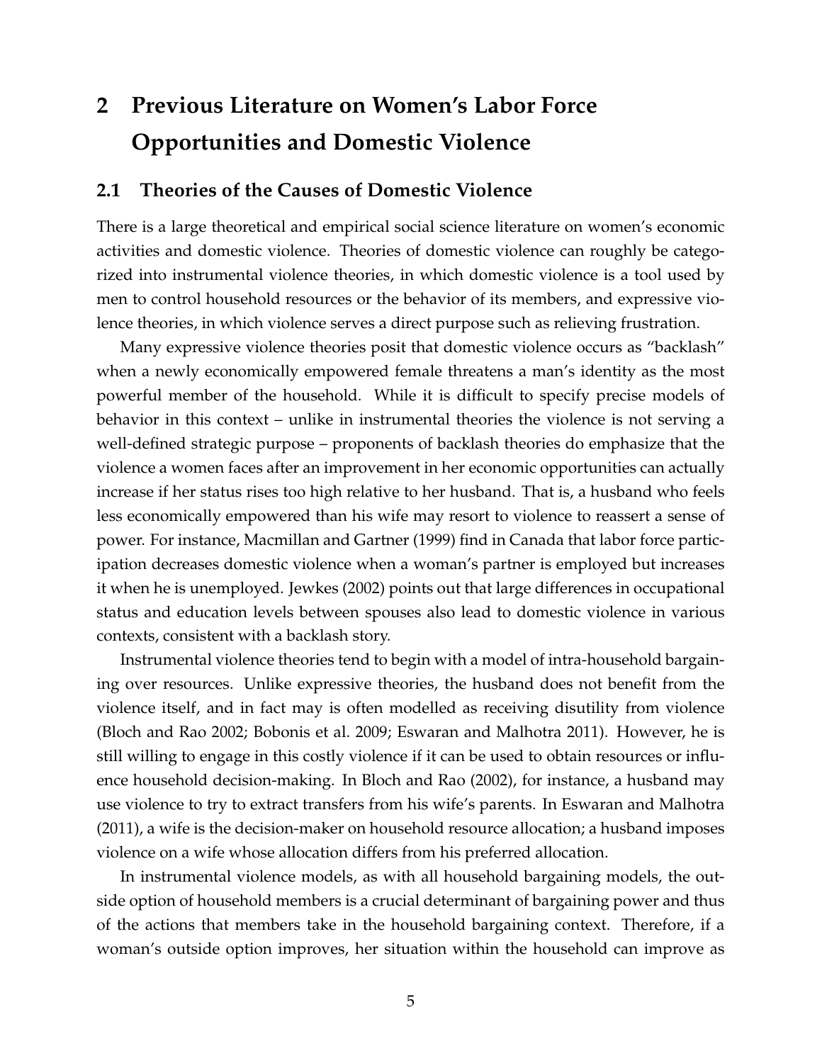# 2 Previous Literature on Women's Labor Force Opportunities and Domestic Violence

## 2.1 Theories of the Causes of Domestic Violence

There is a large theoretical and empirical social science literature on women's economic activities and domestic violence. Theories of domestic violence can roughly be categorized into instrumental violence theories, in which domestic violence is a tool used by men to control household resources or the behavior of its members, and expressive violence theories, in which violence serves a direct purpose such as relieving frustration.

Many expressive violence theories posit that domestic violence occurs as "backlash" when a newly economically empowered female threatens a man's identity as the most powerful member of the household. While it is difficult to specify precise models of behavior in this context – unlike in instrumental theories the violence is not serving a well-defined strategic purpose – proponents of backlash theories do emphasize that the violence a women faces after an improvement in her economic opportunities can actually increase if her status rises too high relative to her husband. That is, a husband who feels less economically empowered than his wife may resort to violence to reassert a sense of power. For instance, Macmillan and Gartner (1999) find in Canada that labor force participation decreases domestic violence when a woman's partner is employed but increases it when he is unemployed. Jewkes (2002) points out that large differences in occupational status and education levels between spouses also lead to domestic violence in various contexts, consistent with a backlash story.

Instrumental violence theories tend to begin with a model of intra-household bargaining over resources. Unlike expressive theories, the husband does not benefit from the violence itself, and in fact may is often modelled as receiving disutility from violence (Bloch and Rao 2002; Bobonis et al. 2009; Eswaran and Malhotra 2011). However, he is still willing to engage in this costly violence if it can be used to obtain resources or influence household decision-making. In Bloch and Rao (2002), for instance, a husband may use violence to try to extract transfers from his wife's parents. In Eswaran and Malhotra (2011), a wife is the decision-maker on household resource allocation; a husband imposes violence on a wife whose allocation differs from his preferred allocation.

In instrumental violence models, as with all household bargaining models, the outside option of household members is a crucial determinant of bargaining power and thus of the actions that members take in the household bargaining context. Therefore, if a woman's outside option improves, her situation within the household can improve as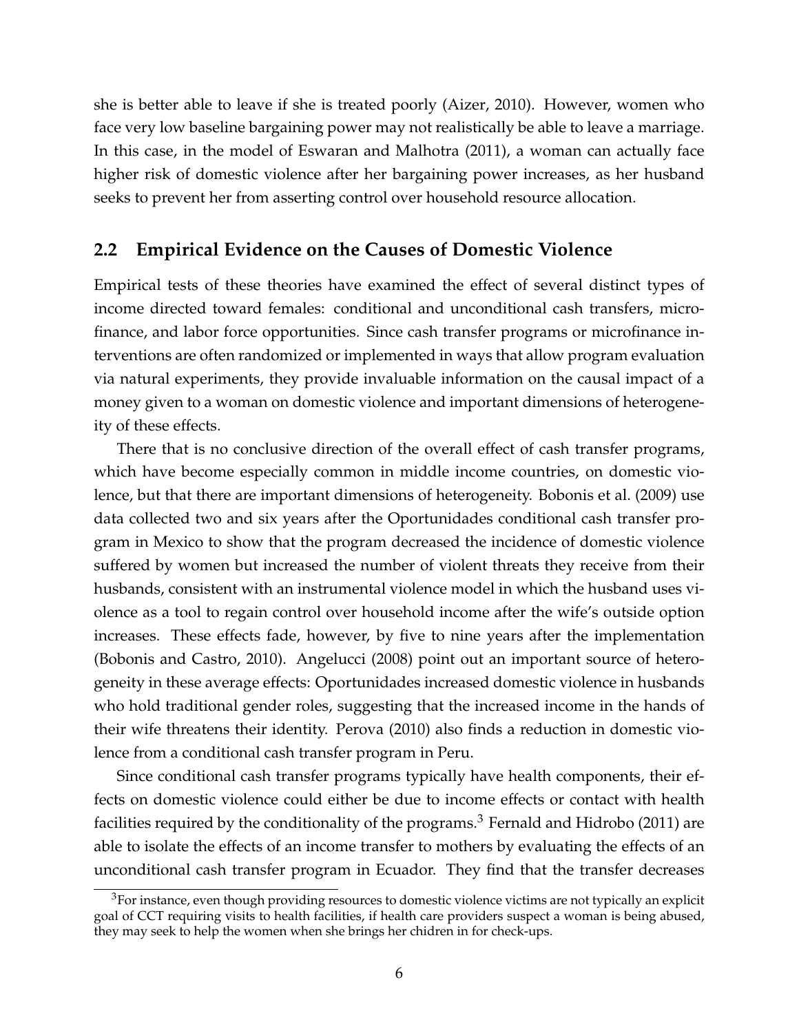she is better able to leave if she is treated poorly (Aizer, 2010). However, women who face very low baseline bargaining power may not realistically be able to leave a marriage. In this case, in the model of Eswaran and Malhotra (2011), a woman can actually face higher risk of domestic violence after her bargaining power increases, as her husband seeks to prevent her from asserting control over household resource allocation.

## 2.2 Empirical Evidence on the Causes of Domestic Violence

Empirical tests of these theories have examined the effect of several distinct types of income directed toward females: conditional and unconditional cash transfers, microfinance, and labor force opportunities. Since cash transfer programs or microfinance interventions are often randomized or implemented in ways that allow program evaluation via natural experiments, they provide invaluable information on the causal impact of a money given to a woman on domestic violence and important dimensions of heterogeneity of these effects.

There that is no conclusive direction of the overall effect of cash transfer programs, which have become especially common in middle income countries, on domestic violence, but that there are important dimensions of heterogeneity. Bobonis et al. (2009) use data collected two and six years after the Oportunidades conditional cash transfer program in Mexico to show that the program decreased the incidence of domestic violence suffered by women but increased the number of violent threats they receive from their husbands, consistent with an instrumental violence model in which the husband uses violence as a tool to regain control over household income after the wife's outside option increases. These effects fade, however, by five to nine years after the implementation (Bobonis and Castro, 2010). Angelucci (2008) point out an important source of heterogeneity in these average effects: Oportunidades increased domestic violence in husbands who hold traditional gender roles, suggesting that the increased income in the hands of their wife threatens their identity. Perova (2010) also finds a reduction in domestic violence from a conditional cash transfer program in Peru.

Since conditional cash transfer programs typically have health components, their effects on domestic violence could either be due to income effects or contact with health facilities required by the conditionality of the programs.[3] Fernald and Hidrobo (2011) are able to isolate the effects of an income transfer to mothers by evaluating the effects of an unconditional cash transfer program in Ecuador. They find that the transfer decreases

[3] For instance, even though providing resources to domestic violence victims are not typically an explicit goal of CCT requiring visits to health facilities, if health care providers suspect a woman is being abused, they may seek to help the women when she brings her chidren in for check-ups.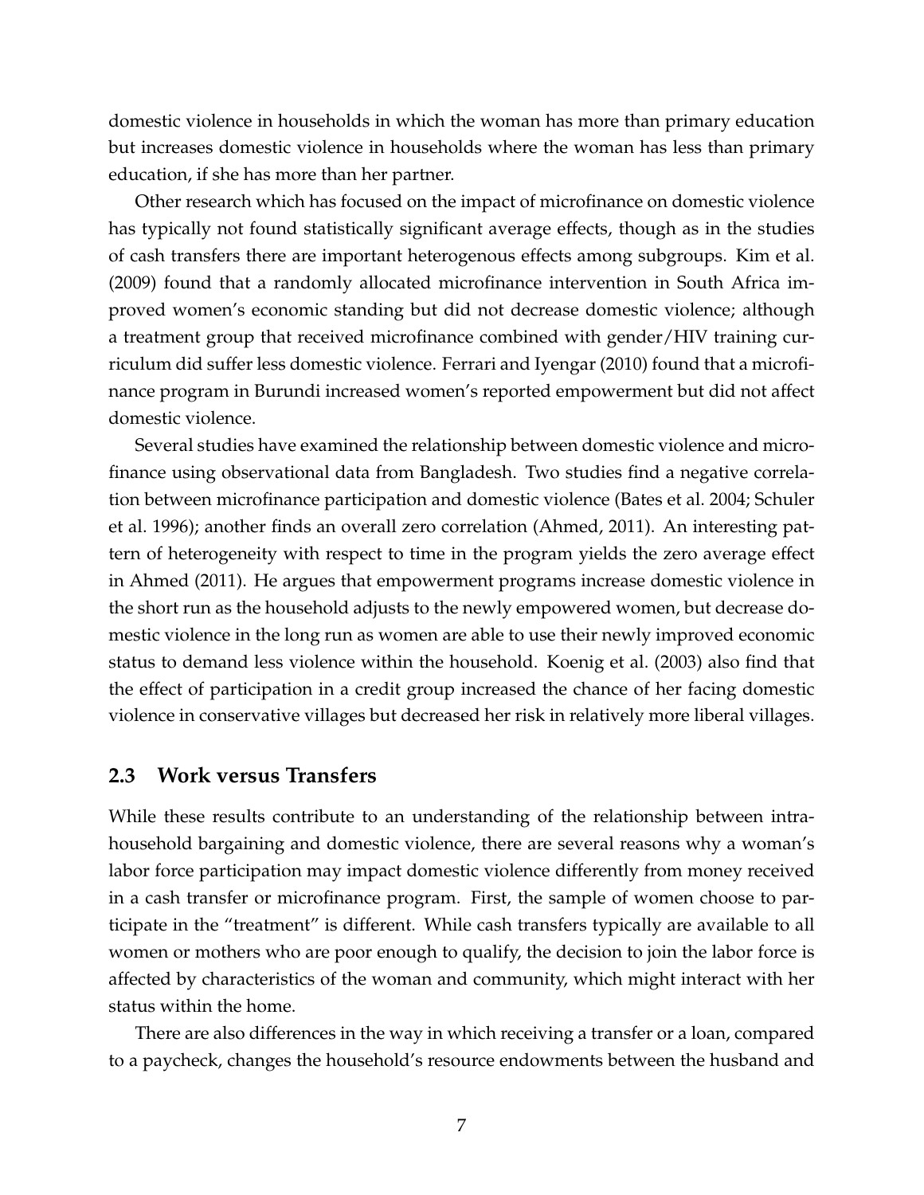domestic violence in households in which the woman has more than primary education but increases domestic violence in households where the woman has less than primary education, if she has more than her partner.

Other research which has focused on the impact of microfinance on domestic violence has typically not found statistically significant average effects, though as in the studies of cash transfers there are important heterogenous effects among subgroups. Kim et al. (2009) found that a randomly allocated microfinance intervention in South Africa improved women's economic standing but did not decrease domestic violence; although a treatment group that received microfinance combined with gender/HIV training curriculum did suffer less domestic violence. Ferrari and Iyengar (2010) found that a microfinance program in Burundi increased women's reported empowerment but did not affect domestic violence.

Several studies have examined the relationship between domestic violence and microfinance using observational data from Bangladesh. Two studies find a negative correlation between microfinance participation and domestic violence (Bates et al. 2004; Schuler et al. 1996); another finds an overall zero correlation (Ahmed, 2011). An interesting pattern of heterogeneity with respect to time in the program yields the zero average effect in Ahmed (2011). He argues that empowerment programs increase domestic violence in the short run as the household adjusts to the newly empowered women, but decrease domestic violence in the long run as women are able to use their newly improved economic status to demand less violence within the household. Koenig et al. (2003) also find that the effect of participation in a credit group increased the chance of her facing domestic violence in conservative villages but decreased her risk in relatively more liberal villages.

## 2.3 Work versus Transfers

While these results contribute to an understanding of the relationship between intra-household bargaining and domestic violence, there are several reasons why a woman's labor force participation may impact domestic violence differently from money received in a cash transfer or microfinance program. First, the sample of women choose to participate in the "treatment" is different. While cash transfers typically are available to all women or mothers who are poor enough to qualify, the decision to join the labor force is affected by characteristics of the woman and community, which might interact with her status within the home.

There are also differences in the way in which receiving a transfer or a loan, compared to a paycheck, changes the household's resource endowments between the husband and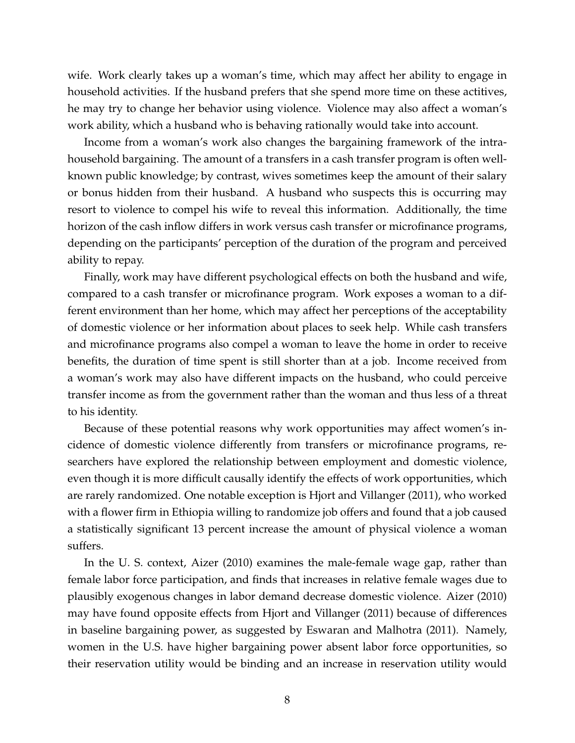wife. Work clearly takes up a woman's time, which may affect her ability to engage in household activities. If the husband prefers that she spend more time on these actitives, he may try to change her behavior using violence. Violence may also affect a woman's work ability, which a husband who is behaving rationally would take into account.

Income from a woman's work also changes the bargaining framework of the intra-household bargaining. The amount of a transfers in a cash transfer program is often well-known public knowledge; by contrast, wives sometimes keep the amount of their salary or bonus hidden from their husband. A husband who suspects this is occurring may resort to violence to compel his wife to reveal this information. Additionally, the time horizon of the cash inflow differs in work versus cash transfer or microfinance programs, depending on the participants' perception of the duration of the program and perceived ability to repay.

Finally, work may have different psychological effects on both the husband and wife, compared to a cash transfer or microfinance program. Work exposes a woman to a different environment than her home, which may affect her perceptions of the acceptability of domestic violence or her information about places to seek help. While cash transfers and microfinance programs also compel a woman to leave the home in order to receive benefits, the duration of time spent is still shorter than at a job. Income received from a woman's work may also have different impacts on the husband, who could perceive transfer income as from the government rather than the woman and thus less of a threat to his identity.

Because of these potential reasons why work opportunities may affect women's incidence of domestic violence differently from transfers or microfinance programs, researchers have explored the relationship between employment and domestic violence, even though it is more difficult causally identify the effects of work opportunities, which are rarely randomized. One notable exception is Hjort and Villanger (2011), who worked with a flower firm in Ethiopia willing to randomize job offers and found that a job caused a statistically significant 13 percent increase the amount of physical violence a woman suffers.

In the U. S. context, Aizer (2010) examines the male-female wage gap, rather than female labor force participation, and finds that increases in relative female wages due to plausibly exogenous changes in labor demand decrease domestic violence. Aizer (2010) may have found opposite effects from Hjort and Villanger (2011) because of differences in baseline bargaining power, as suggested by Eswaran and Malhotra (2011). Namely, women in the U.S. have higher bargaining power absent labor force opportunities, so their reservation utility would be binding and an increase in reservation utility would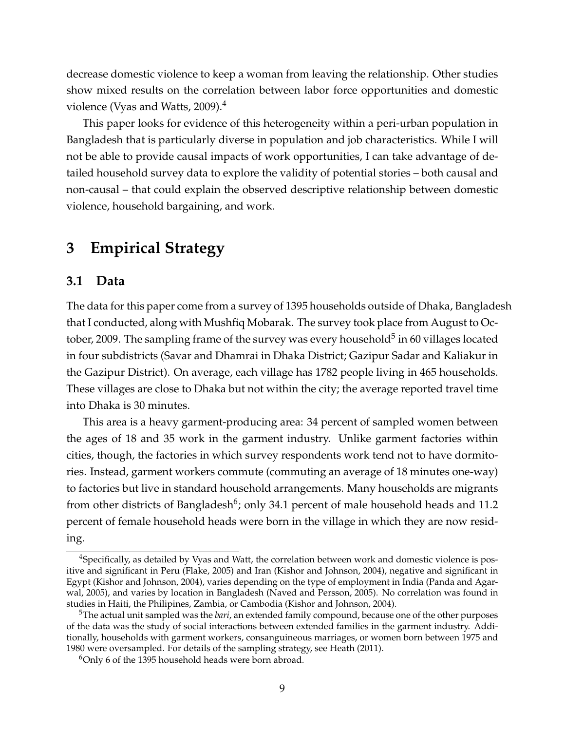decrease domestic violence to keep a woman from leaving the relationship. Other studies show mixed results on the correlation between labor force opportunities and domestic violence (Vyas and Watts, 2009).[4]

This paper looks for evidence of this heterogeneity within a peri-urban population in Bangladesh that is particularly diverse in population and job characteristics. While I will not be able to provide causal impacts of work opportunities, I can take advantage of detailed household survey data to explore the validity of potential stories – both causal and non-causal – that could explain the observed descriptive relationship between domestic violence, household bargaining, and work.

# 3 Empirical Strategy

## 3.1 Data

The data for this paper come from a survey of 1395 households outside of Dhaka, Bangladesh that I conducted, along with Mushfiq Mobarak. The survey took place from August to October, 2009. The sampling frame of the survey was every household[5] in 60 villages located in four subdistricts (Savar and Dhamrai in Dhaka District; Gazipur Sadar and Kaliakur in the Gazipur District). On average, each village has 1782 people living in 465 households. These villages are close to Dhaka but not within the city; the average reported travel time into Dhaka is 30 minutes.

This area is a heavy garment-producing area: 34 percent of sampled women between the ages of 18 and 35 work in the garment industry. Unlike garment factories within cities, though, the factories in which survey respondents work tend not to have dormitories. Instead, garment workers commute (commuting an average of 18 minutes one-way) to factories but live in standard household arrangements. Many households are migrants from other districts of Bangladesh[6]; only 34.1 percent of male household heads and 11.2 percent of female household heads were born in the village in which they are now residing.

[4] Specifically, as detailed by Vyas and Watt, the correlation between work and domestic violence is positive and significant in Peru (Flake, 2005) and Iran (Kishor and Johnson, 2004), negative and significant in Egypt (Kishor and Johnson, 2004), varies depending on the type of employment in India (Panda and Agarwal, 2005), and varies by location in Bangladesh (Naved and Persson, 2005). No correlation was found in studies in Haiti, the Philipines, Zambia, or Cambodia (Kishor and Johnson, 2004).

[5] The actual unit sampled was the *bari*, an extended family compound, because one of the other purposes of the data was the study of social interactions between extended families in the garment industry. Additionally, households with garment workers, consanguineous marriages, or women born between 1975 and 1980 were oversampled. For details of the sampling strategy, see Heath (2011).

[6] Only 6 of the 1395 household heads were born abroad.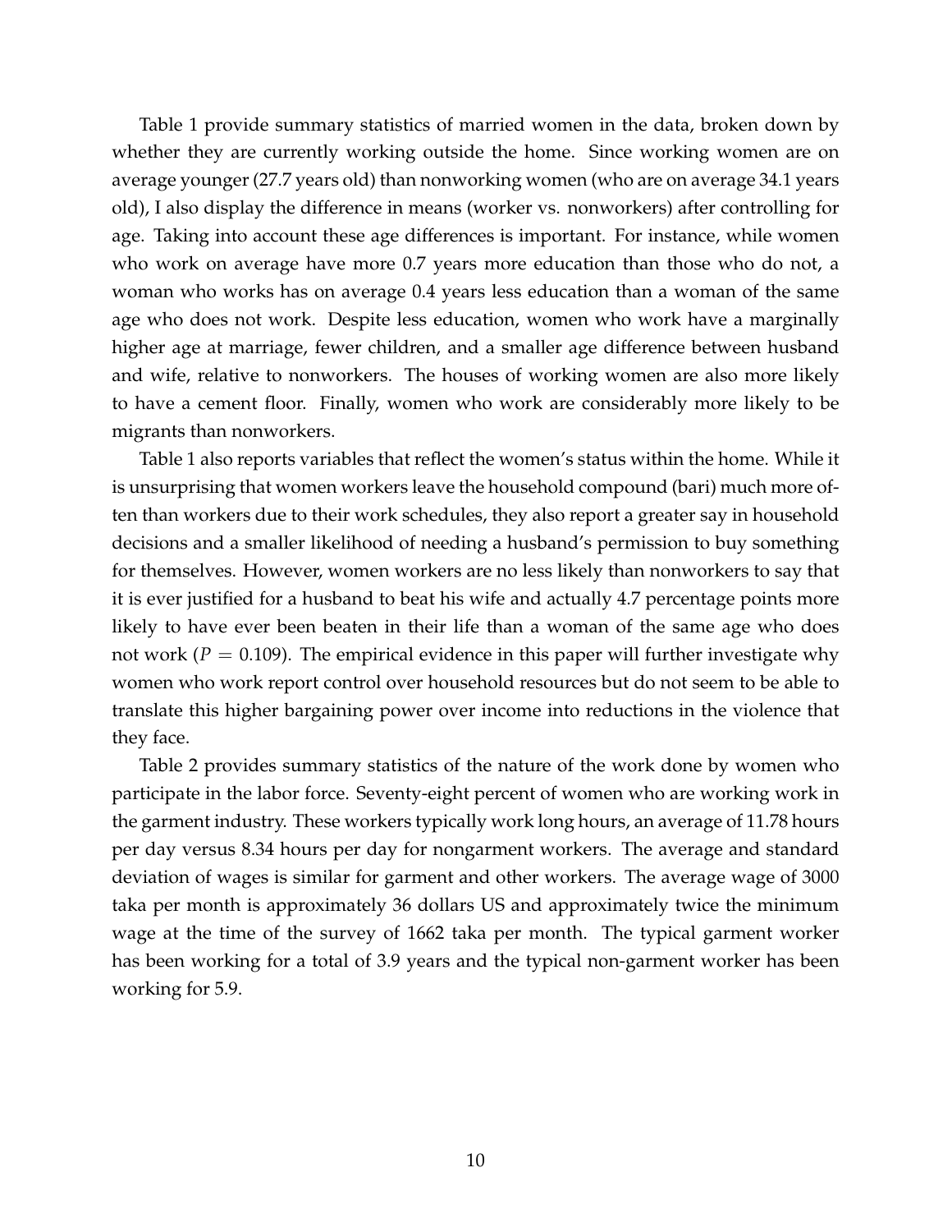Table 1 provide summary statistics of married women in the data, broken down by whether they are currently working outside the home. Since working women are on average younger (27.7 years old) than nonworking women (who are on average 34.1 years old), I also display the difference in means (worker vs. nonworkers) after controlling for age. Taking into account these age differences is important. For instance, while women who work on average have more 0.7 years more education than those who do not, a woman who works has on average 0.4 years less education than a woman of the same age who does not work. Despite less education, women who work have a marginally higher age at marriage, fewer children, and a smaller age difference between husband and wife, relative to nonworkers. The houses of working women are also more likely to have a cement floor. Finally, women who work are considerably more likely to be migrants than nonworkers.

Table 1 also reports variables that reflect the women's status within the home. While it is unsurprising that women workers leave the household compound (bari) much more often than workers due to their work schedules, they also report a greater say in household decisions and a smaller likelihood of needing a husband's permission to buy something for themselves. However, women workers are no less likely than nonworkers to say that it is ever justified for a husband to beat his wife and actually 4.7 percentage points more likely to have ever been beaten in their life than a woman of the same age who does not work ($P = 0.109$). The empirical evidence in this paper will further investigate why women who work report control over household resources but do not seem to be able to translate this higher bargaining power over income into reductions in the violence that they face.

Table 2 provides summary statistics of the nature of the work done by women who participate in the labor force. Seventy-eight percent of women who are working work in the garment industry. These workers typically work long hours, an average of 11.78 hours per day versus 8.34 hours per day for nongarment workers. The average and standard deviation of wages is similar for garment and other workers. The average wage of 3000 taka per month is approximately 36 dollars US and approximately twice the minimum wage at the time of the survey of 1662 taka per month. The typical garment worker has been working for a total of 3.9 years and the typical non-garment worker has been working for 5.9.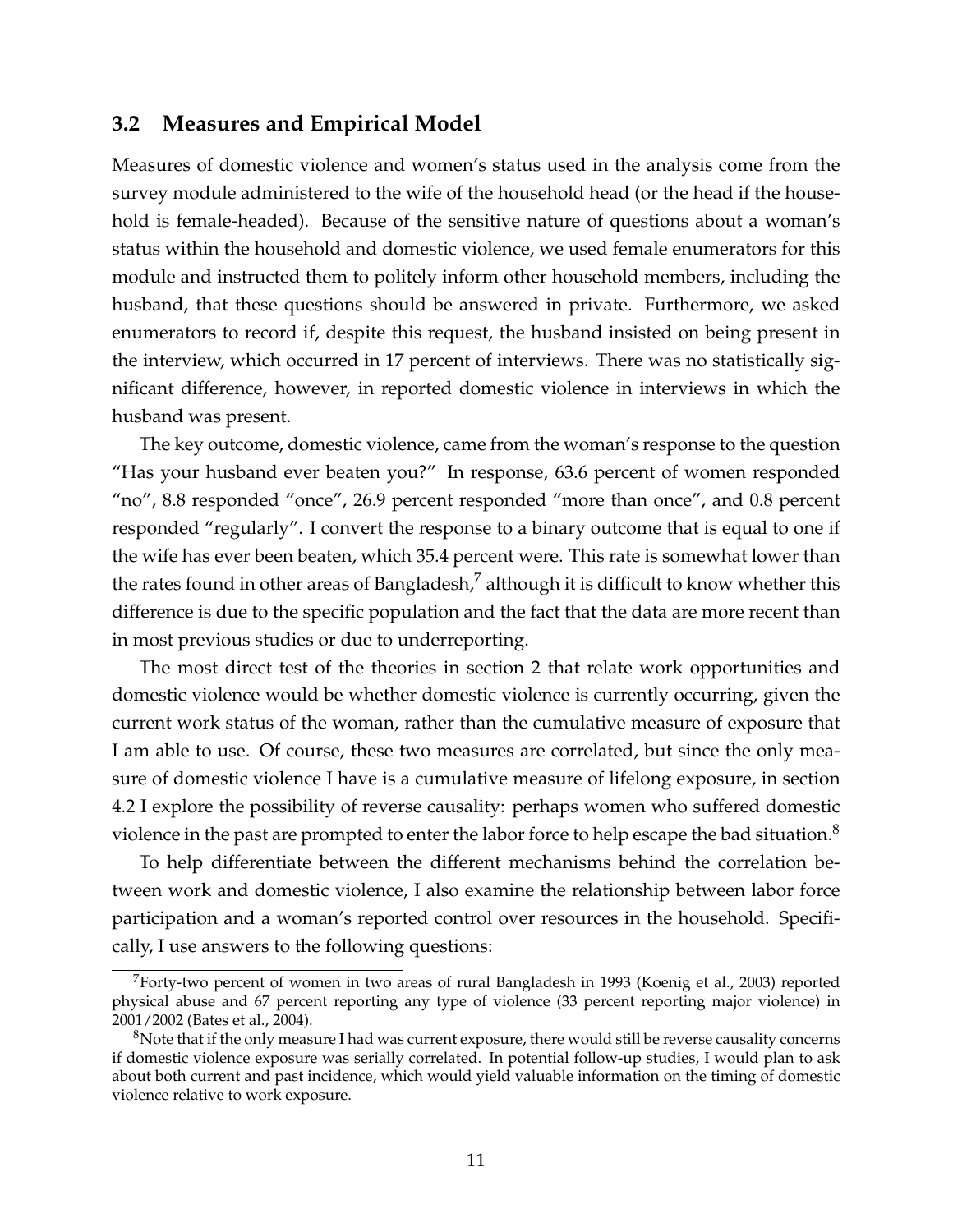### 3.2 Measures and Empirical Model

Measures of domestic violence and women's status used in the analysis come from the survey module administered to the wife of the household head (or the head if the household is female-headed). Because of the sensitive nature of questions about a woman's status within the household and domestic violence, we used female enumerators for this module and instructed them to politely inform other household members, including the husband, that these questions should be answered in private. Furthermore, we asked enumerators to record if, despite this request, the husband insisted on being present in the interview, which occurred in 17 percent of interviews. There was no statistically significant difference, however, in reported domestic violence in interviews in which the husband was present.

The key outcome, domestic violence, came from the woman's response to the question "Has your husband ever beaten you?" In response, 63.6 percent of women responded "no", 8.8 responded "once", 26.9 percent responded "more than once", and 0.8 percent responded "regularly". I convert the response to a binary outcome that is equal to one if the wife has ever been beaten, which 35.4 percent were. This rate is somewhat lower than the rates found in other areas of Bangladesh,[7] although it is difficult to know whether this difference is due to the specific population and the fact that the data are more recent than in most previous studies or due to underreporting.

The most direct test of the theories in section 2 that relate work opportunities and domestic violence would be whether domestic violence is currently occurring, given the current work status of the woman, rather than the cumulative measure of exposure that I am able to use. Of course, these two measures are correlated, but since the only measure of domestic violence I have is a cumulative measure of lifelong exposure, in section 4.2 I explore the possibility of reverse causality: perhaps women who suffered domestic violence in the past are prompted to enter the labor force to help escape the bad situation.[8]

To help differentiate between the different mechanisms behind the correlation between work and domestic violence, I also examine the relationship between labor force participation and a woman's reported control over resources in the household. Specifically, I use answers to the following questions:

[7] Forty-two percent of women in two areas of rural Bangladesh in 1993 (Koenig et al., 2003) reported physical abuse and 67 percent reporting any type of violence (33 percent reporting major violence) in 2001/2002 (Bates et al., 2004).

[8] Note that if the only measure I had was current exposure, there would still be reverse causality concerns if domestic violence exposure was serially correlated. In potential follow-up studies, I would plan to ask about both current and past incidence, which would yield valuable information on the timing of domestic violence relative to work exposure.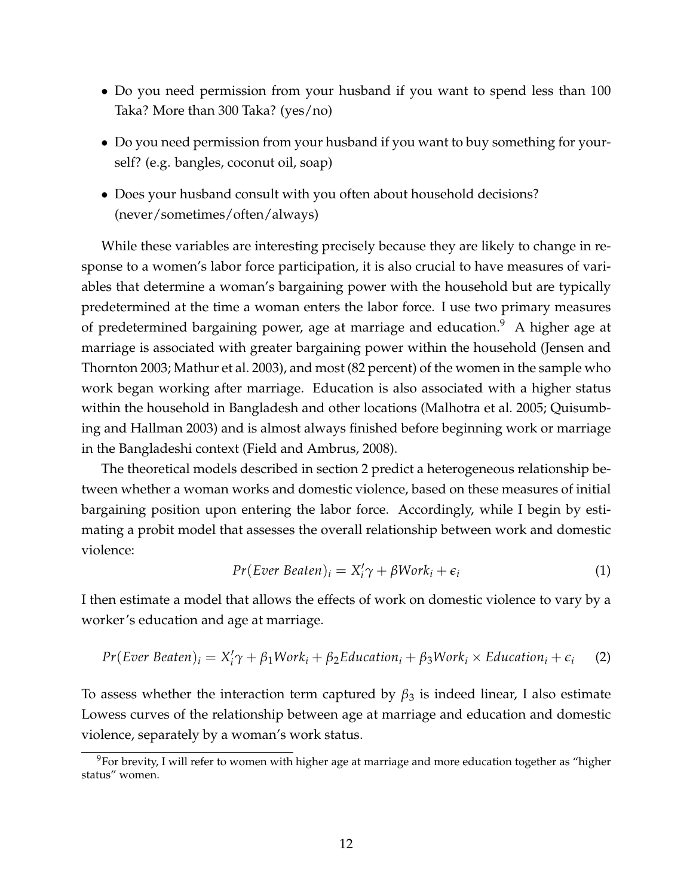- Do you need permission from your husband if you want to spend less than 100 Taka? More than 300 Taka? (yes/no)
- Do you need permission from your husband if you want to buy something for yourself? (e.g. bangles, coconut oil, soap)
- Does your husband consult with you often about household decisions? (never/sometimes/often/always)

While these variables are interesting precisely because they are likely to change in response to a women's labor force participation, it is also crucial to have measures of variables that determine a woman's bargaining power with the household but are typically predetermined at the time a woman enters the labor force. I use two primary measures of predetermined bargaining power, age at marriage and education.[9] A higher age at marriage is associated with greater bargaining power within the household (Jensen and Thornton 2003; Mathur et al. 2003), and most (82 percent) of the women in the sample who work began working after marriage. Education is also associated with a higher status within the household in Bangladesh and other locations (Malhotra et al. 2005; Quisumbing and Hallman 2003) and is almost always finished before beginning work or marriage in the Bangladeshi context (Field and Ambrus, 2008).

The theoretical models described in section 2 predict a heterogeneous relationship between whether a woman works and domestic violence, based on these measures of initial bargaining position upon entering the labor force. Accordingly, while I begin by estimating a probit model that assesses the overall relationship between work and domestic violence:

$$Pr(Ever\ Beaten)_i = X_i'\gamma + \beta Work_i + \epsilon_i \tag{1}$$

I then estimate a model that allows the effects of work on domestic violence to vary by a worker's education and age at marriage.

$$Pr(Ever\ Beaten)_i = X_i'\gamma + \beta_1 Work_i + \beta_2 Education_i + \beta_3 Work_i \times Education_i + \epsilon_i \tag{2}$$

To assess whether the interaction term captured by $\beta_3$ is indeed linear, I also estimate Lowess curves of the relationship between age at marriage and education and domestic violence, separately by a woman's work status.

[9] For brevity, I will refer to women with higher age at marriage and more education together as "higher status" women.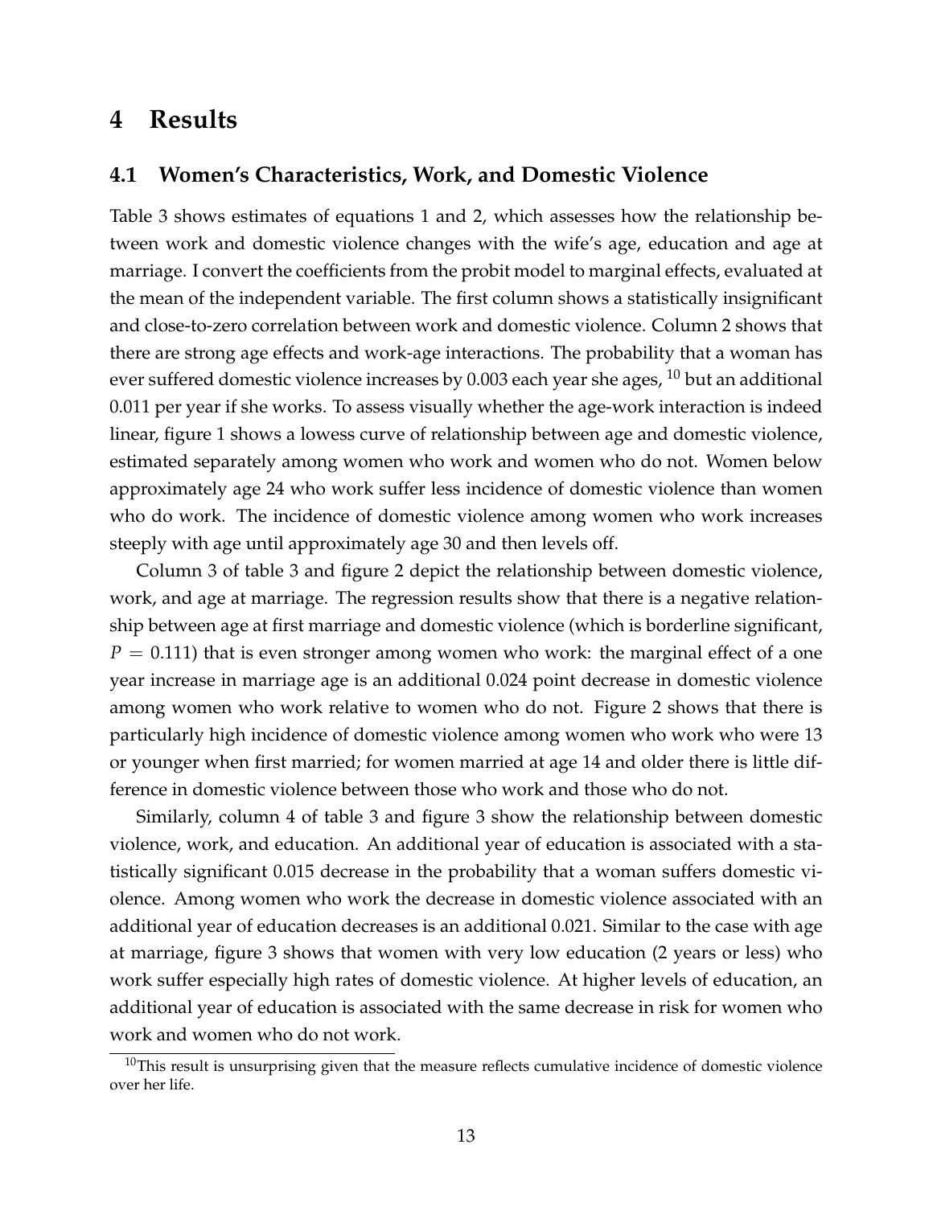# 4 Results

## 4.1 Women's Characteristics, Work, and Domestic Violence

Table 3 shows estimates of equations 1 and 2, which assesses how the relationship between work and domestic violence changes with the wife's age, education and age at marriage. I convert the coefficients from the probit model to marginal effects, evaluated at the mean of the independent variable. The first column shows a statistically insignificant and close-to-zero correlation between work and domestic violence. Column 2 shows that there are strong age effects and work-age interactions. The probability that a woman has ever suffered domestic violence increases by 0.003 each year she ages, [10] but an additional 0.011 per year if she works. To assess visually whether the age-work interaction is indeed linear, figure 1 shows a lowess curve of relationship between age and domestic violence, estimated separately among women who work and women who do not. Women below approximately age 24 who work suffer less incidence of domestic violence than women who do work. The incidence of domestic violence among women who work increases steeply with age until approximately age 30 and then levels off.

Column 3 of table 3 and figure 2 depict the relationship between domestic violence, work, and age at marriage. The regression results show that there is a negative relationship between age at first marriage and domestic violence (which is borderline significant, $P = 0.111$) that is even stronger among women who work: the marginal effect of a one year increase in marriage age is an additional 0.024 point decrease in domestic violence among women who work relative to women who do not. Figure 2 shows that there is particularly high incidence of domestic violence among women who work who were 13 or younger when first married; for women married at age 14 and older there is little difference in domestic violence between those who work and those who do not.

Similarly, column 4 of table 3 and figure 3 show the relationship between domestic violence, work, and education. An additional year of education is associated with a statistically significant 0.015 decrease in the probability that a woman suffers domestic violence. Among women who work the decrease in domestic violence associated with an additional year of education decreases is an additional 0.021. Similar to the case with age at marriage, figure 3 shows that women with very low education (2 years or less) who work suffer especially high rates of domestic violence. At higher levels of education, an additional year of education is associated with the same decrease in risk for women who work and women who do not work.

[10] This result is unsurprising given that the measure reflects cumulative incidence of domestic violence over her life.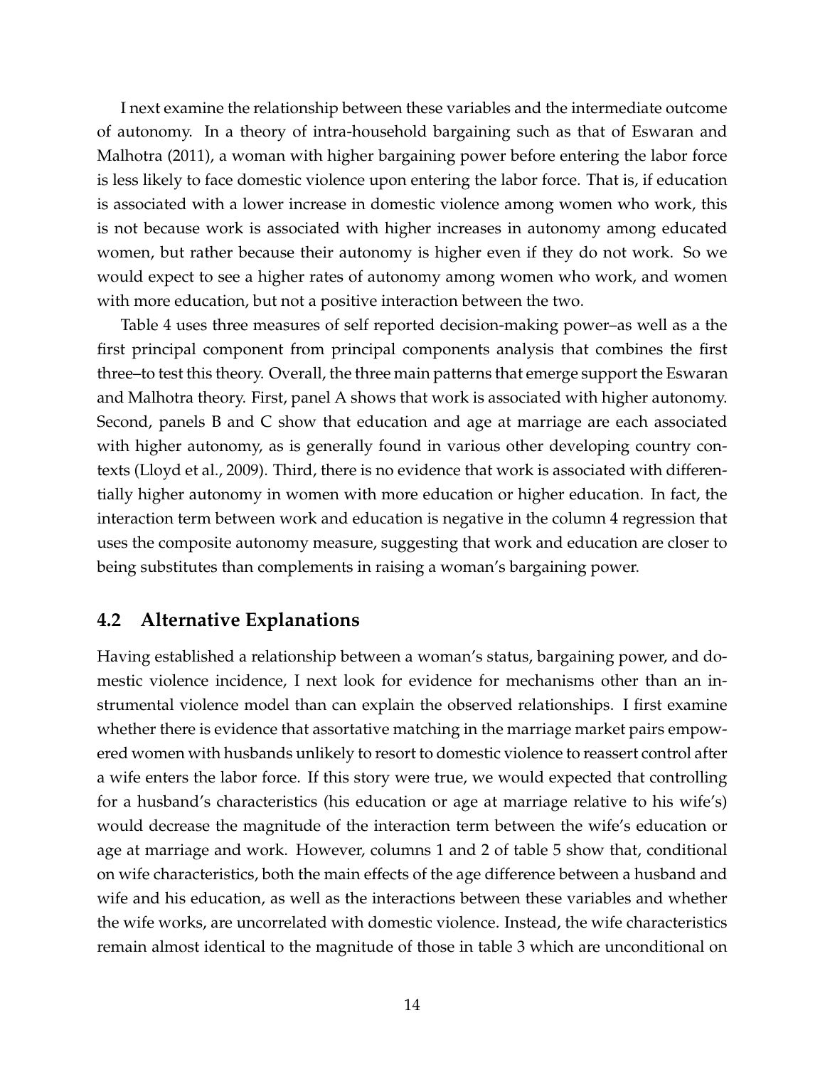I next examine the relationship between these variables and the intermediate outcome of autonomy. In a theory of intra-household bargaining such as that of Eswaran and Malhotra (2011), a woman with higher bargaining power before entering the labor force is less likely to face domestic violence upon entering the labor force. That is, if education is associated with a lower increase in domestic violence among women who work, this is not because work is associated with higher increases in autonomy among educated women, but rather because their autonomy is higher even if they do not work. So we would expect to see a higher rates of autonomy among women who work, and women with more education, but not a positive interaction between the two.

Table 4 uses three measures of self reported decision-making power–as well as a the first principal component from principal components analysis that combines the first three–to test this theory. Overall, the three main patterns that emerge support the Eswaran and Malhotra theory. First, panel A shows that work is associated with higher autonomy. Second, panels B and C show that education and age at marriage are each associated with higher autonomy, as is generally found in various other developing country contexts (Lloyd et al., 2009). Third, there is no evidence that work is associated with differentially higher autonomy in women with more education or higher education. In fact, the interaction term between work and education is negative in the column 4 regression that uses the composite autonomy measure, suggesting that work and education are closer to being substitutes than complements in raising a woman's bargaining power.

## 4.2 Alternative Explanations

Having established a relationship between a woman's status, bargaining power, and domestic violence incidence, I next look for evidence for mechanisms other than an instrumental violence model than can explain the observed relationships. I first examine whether there is evidence that assortative matching in the marriage market pairs empowered women with husbands unlikely to resort to domestic violence to reassert control after a wife enters the labor force. If this story were true, we would expected that controlling for a husband's characteristics (his education or age at marriage relative to his wife's) would decrease the magnitude of the interaction term between the wife's education or age at marriage and work. However, columns 1 and 2 of table 5 show that, conditional on wife characteristics, both the main effects of the age difference between a husband and wife and his education, as well as the interactions between these variables and whether the wife works, are uncorrelated with domestic violence. Instead, the wife characteristics remain almost identical to the magnitude of those in table 3 which are unconditional on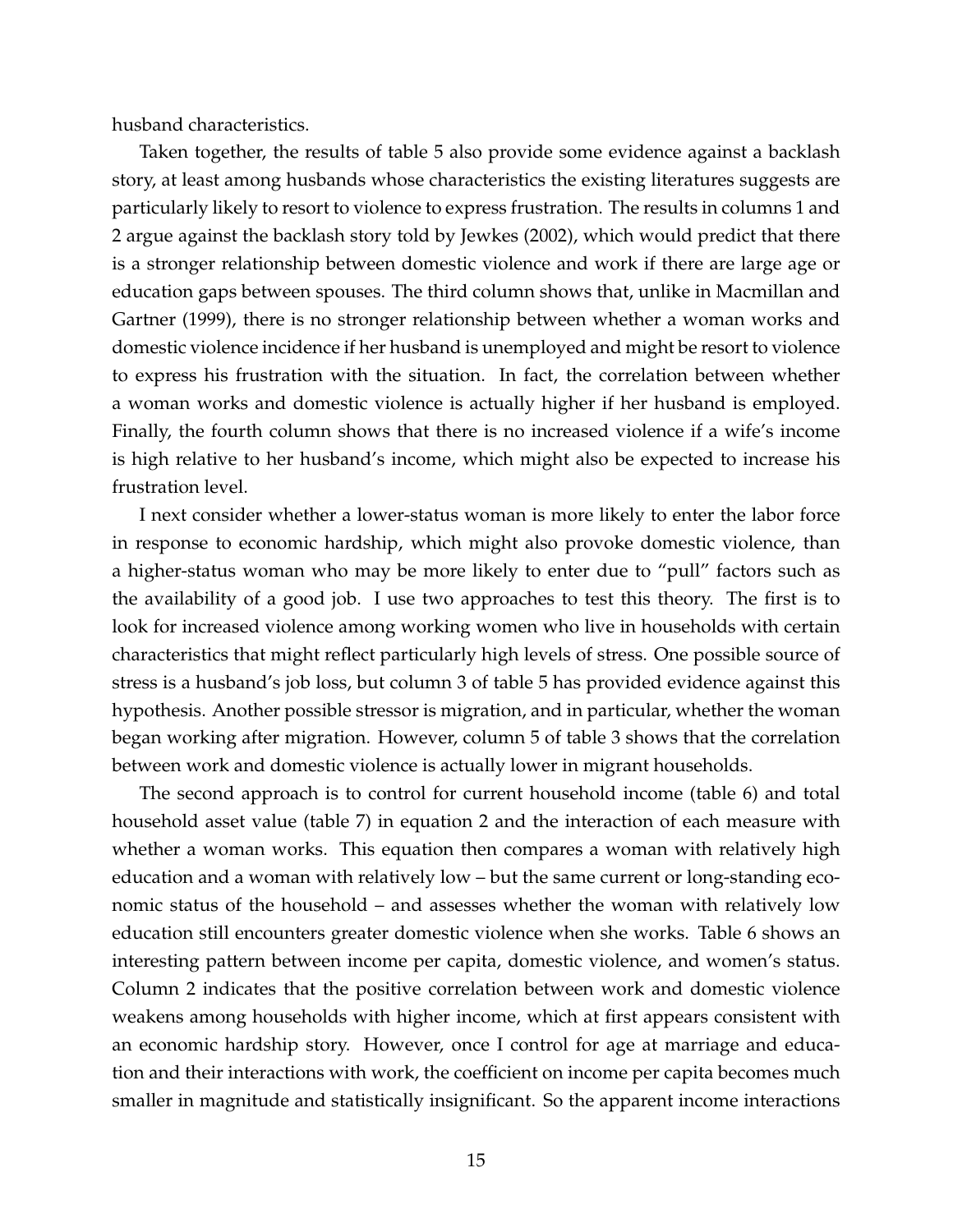husband characteristics.

Taken together, the results of table 5 also provide some evidence against a backlash story, at least among husbands whose characteristics the existing literatures suggests are particularly likely to resort to violence to express frustration. The results in columns 1 and 2 argue against the backlash story told by Jewkes (2002), which would predict that there is a stronger relationship between domestic violence and work if there are large age or education gaps between spouses. The third column shows that, unlike in Macmillan and Gartner (1999), there is no stronger relationship between whether a woman works and domestic violence incidence if her husband is unemployed and might be resort to violence to express his frustration with the situation. In fact, the correlation between whether a woman works and domestic violence is actually higher if her husband is employed. Finally, the fourth column shows that there is no increased violence if a wife's income is high relative to her husband's income, which might also be expected to increase his frustration level.

I next consider whether a lower-status woman is more likely to enter the labor force in response to economic hardship, which might also provoke domestic violence, than a higher-status woman who may be more likely to enter due to "pull" factors such as the availability of a good job. I use two approaches to test this theory. The first is to look for increased violence among working women who live in households with certain characteristics that might reflect particularly high levels of stress. One possible source of stress is a husband's job loss, but column 3 of table 5 has provided evidence against this hypothesis. Another possible stressor is migration, and in particular, whether the woman began working after migration. However, column 5 of table 3 shows that the correlation between work and domestic violence is actually lower in migrant households.

The second approach is to control for current household income (table 6) and total household asset value (table 7) in equation 2 and the interaction of each measure with whether a woman works. This equation then compares a woman with relatively high education and a woman with relatively low – but the same current or long-standing economic status of the household – and assesses whether the woman with relatively low education still encounters greater domestic violence when she works. Table 6 shows an interesting pattern between income per capita, domestic violence, and women's status. Column 2 indicates that the positive correlation between work and domestic violence weakens among households with higher income, which at first appears consistent with an economic hardship story. However, once I control for age at marriage and education and their interactions with work, the coefficient on income per capita becomes much smaller in magnitude and statistically insignificant. So the apparent income interactions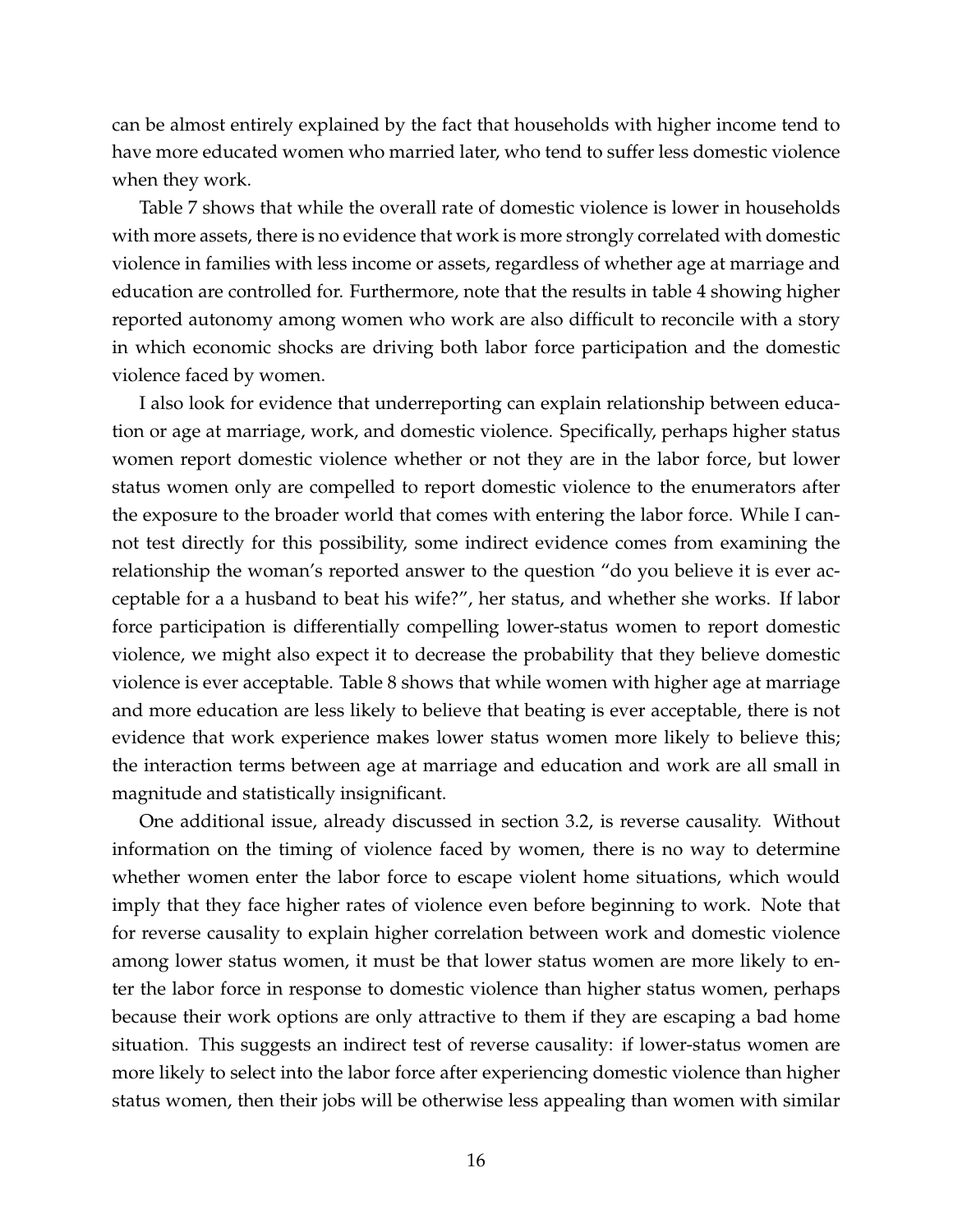can be almost entirely explained by the fact that households with higher income tend to have more educated women who married later, who tend to suffer less domestic violence when they work.

Table 7 shows that while the overall rate of domestic violence is lower in households with more assets, there is no evidence that work is more strongly correlated with domestic violence in families with less income or assets, regardless of whether age at marriage and education are controlled for. Furthermore, note that the results in table 4 showing higher reported autonomy among women who work are also difficult to reconcile with a story in which economic shocks are driving both labor force participation and the domestic violence faced by women.

I also look for evidence that underreporting can explain relationship between education or age at marriage, work, and domestic violence. Specifically, perhaps higher status women report domestic violence whether or not they are in the labor force, but lower status women only are compelled to report domestic violence to the enumerators after the exposure to the broader world that comes with entering the labor force. While I cannot test directly for this possibility, some indirect evidence comes from examining the relationship the woman's reported answer to the question "do you believe it is ever acceptable for a a husband to beat his wife?", her status, and whether she works. If labor force participation is differentially compelling lower-status women to report domestic violence, we might also expect it to decrease the probability that they believe domestic violence is ever acceptable. Table 8 shows that while women with higher age at marriage and more education are less likely to believe that beating is ever acceptable, there is not evidence that work experience makes lower status women more likely to believe this; the interaction terms between age at marriage and education and work are all small in magnitude and statistically insignificant.

One additional issue, already discussed in section 3.2, is reverse causality. Without information on the timing of violence faced by women, there is no way to determine whether women enter the labor force to escape violent home situations, which would imply that they face higher rates of violence even before beginning to work. Note that for reverse causality to explain higher correlation between work and domestic violence among lower status women, it must be that lower status women are more likely to enter the labor force in response to domestic violence than higher status women, perhaps because their work options are only attractive to them if they are escaping a bad home situation. This suggests an indirect test of reverse causality: if lower-status women are more likely to select into the labor force after experiencing domestic violence than higher status women, then their jobs will be otherwise less appealing than women with similar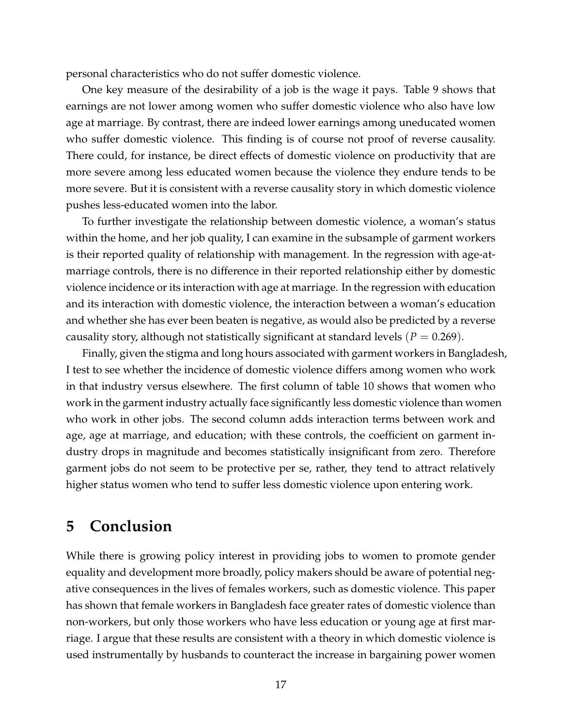personal characteristics who do not suffer domestic violence.

One key measure of the desirability of a job is the wage it pays. Table 9 shows that earnings are not lower among women who suffer domestic violence who also have low age at marriage. By contrast, there are indeed lower earnings among uneducated women who suffer domestic violence. This finding is of course not proof of reverse causality. There could, for instance, be direct effects of domestic violence on productivity that are more severe among less educated women because the violence they endure tends to be more severe. But it is consistent with a reverse causality story in which domestic violence pushes less-educated women into the labor.

To further investigate the relationship between domestic violence, a woman's status within the home, and her job quality, I can examine in the subsample of garment workers is their reported quality of relationship with management. In the regression with age-at-marriage controls, there is no difference in their reported relationship either by domestic violence incidence or its interaction with age at marriage. In the regression with education and its interaction with domestic violence, the interaction between a woman's education and whether she has ever been beaten is negative, as would also be predicted by a reverse causality story, although not statistically significant at standard levels ($P = 0.269$).

Finally, given the stigma and long hours associated with garment workers in Bangladesh, I test to see whether the incidence of domestic violence differs among women who work in that industry versus elsewhere. The first column of table 10 shows that women who work in the garment industry actually face significantly less domestic violence than women who work in other jobs. The second column adds interaction terms between work and age, age at marriage, and education; with these controls, the coefficient on garment industry drops in magnitude and becomes statistically insignificant from zero. Therefore garment jobs do not seem to be protective per se, rather, they tend to attract relatively higher status women who tend to suffer less domestic violence upon entering work.

# 5 Conclusion

While there is growing policy interest in providing jobs to women to promote gender equality and development more broadly, policy makers should be aware of potential negative consequences in the lives of females workers, such as domestic violence. This paper has shown that female workers in Bangladesh face greater rates of domestic violence than non-workers, but only those workers who have less education or young age at first marriage. I argue that these results are consistent with a theory in which domestic violence is used instrumentally by husbands to counteract the increase in bargaining power women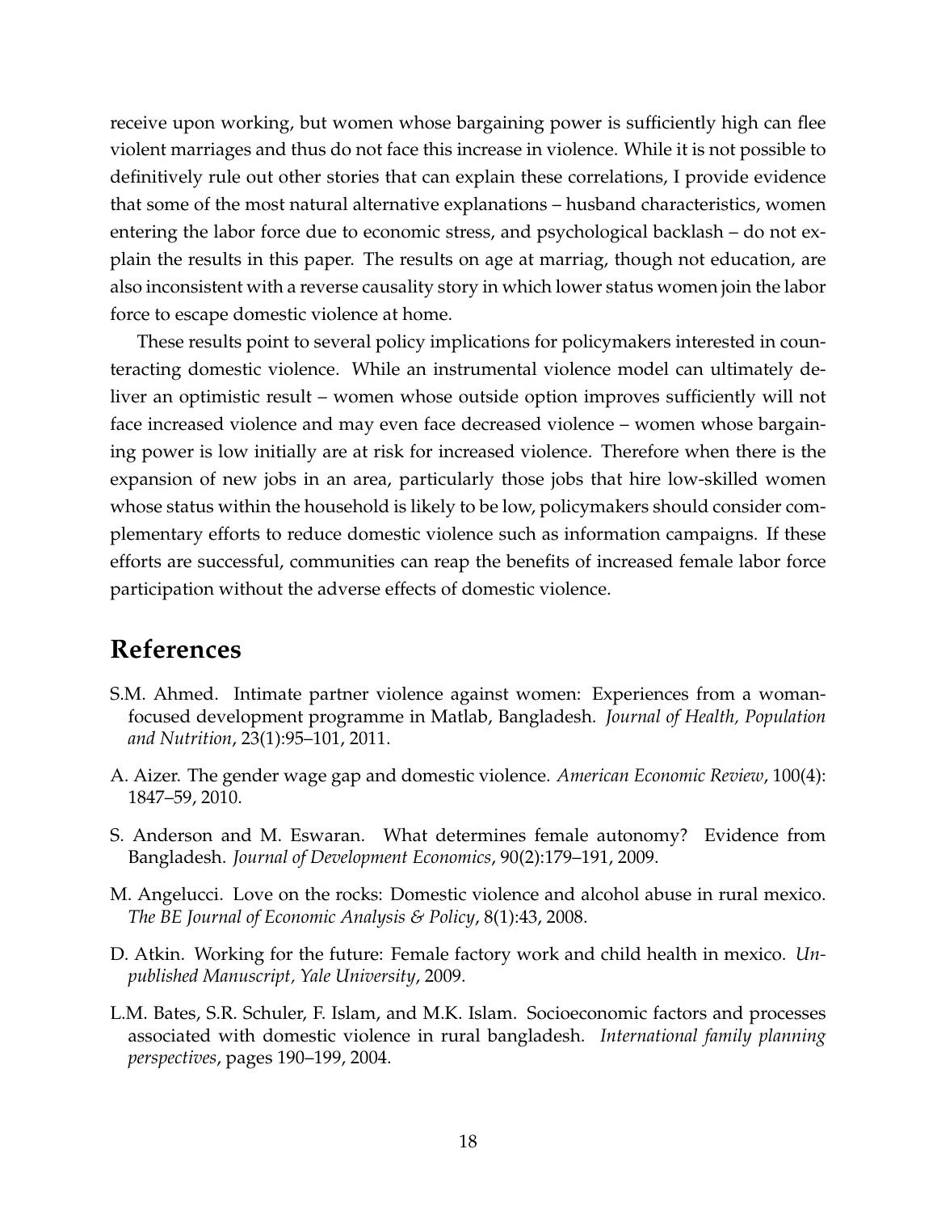receive upon working, but women whose bargaining power is sufficiently high can flee violent marriages and thus do not face this increase in violence. While it is not possible to definitively rule out other stories that can explain these correlations, I provide evidence that some of the most natural alternative explanations – husband characteristics, women entering the labor force due to economic stress, and psychological backlash – do not explain the results in this paper. The results on age at marriag, though not education, are also inconsistent with a reverse causality story in which lower status women join the labor force to escape domestic violence at home.

These results point to several policy implications for policymakers interested in counteracting domestic violence. While an instrumental violence model can ultimately deliver an optimistic result – women whose outside option improves sufficiently will not face increased violence and may even face decreased violence – women whose bargaining power is low initially are at risk for increased violence. Therefore when there is the expansion of new jobs in an area, particularly those jobs that hire low-skilled women whose status within the household is likely to be low, policymakers should consider complementary efforts to reduce domestic violence such as information campaigns. If these efforts are successful, communities can reap the benefits of increased female labor force participation without the adverse effects of domestic violence.

# References

S.M. Ahmed. Intimate partner violence against women: Experiences from a woman-focused development programme in Matlab, Bangladesh. *Journal of Health, Population and Nutrition*, 23(1):95–101, 2011.

A. Aizer. The gender wage gap and domestic violence. *American Economic Review*, 100(4): 1847–59, 2010.

S. Anderson and M. Eswaran. What determines female autonomy? Evidence from Bangladesh. *Journal of Development Economics*, 90(2):179–191, 2009.

M. Angelucci. Love on the rocks: Domestic violence and alcohol abuse in rural mexico. *The BE Journal of Economic Analysis & Policy*, 8(1):43, 2008.

D. Atkin. Working for the future: Female factory work and child health in mexico. *Unpublished Manuscript, Yale University*, 2009.

L.M. Bates, S.R. Schuler, F. Islam, and M.K. Islam. Socioeconomic factors and processes associated with domestic violence in rural bangladesh. *International family planning perspectives*, pages 190–199, 2004.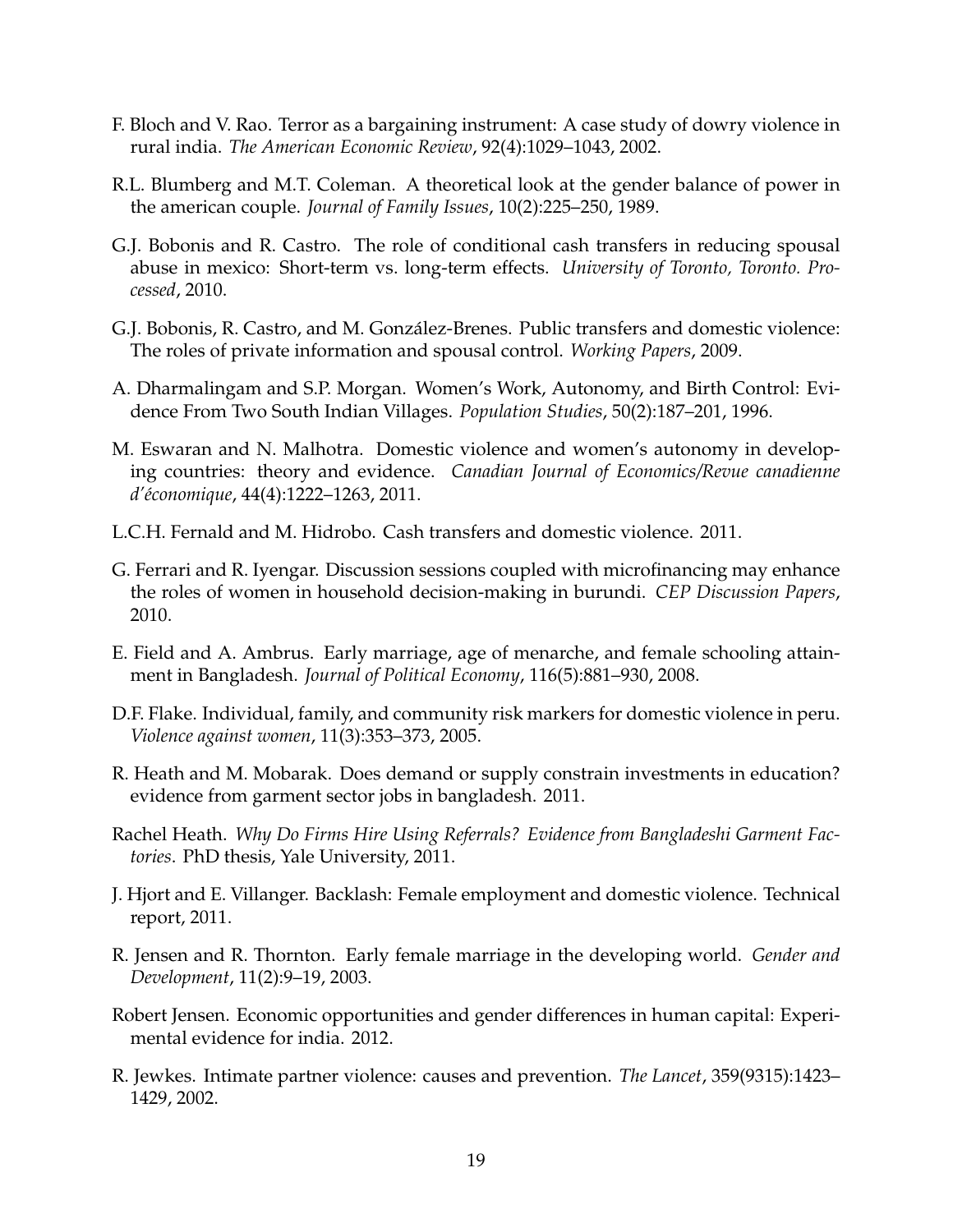F. Bloch and V. Rao. Terror as a bargaining instrument: A case study of dowry violence in rural india. *The American Economic Review*, 92(4):1029–1043, 2002.

R.L. Blumberg and M.T. Coleman. A theoretical look at the gender balance of power in the american couple. *Journal of Family Issues*, 10(2):225–250, 1989.

G.J. Bobonis and R. Castro. The role of conditional cash transfers in reducing spousal abuse in mexico: Short-term vs. long-term effects. *University of Toronto, Toronto. Processed*, 2010.

G.J. Bobonis, R. Castro, and M. González-Brenes. Public transfers and domestic violence: The roles of private information and spousal control. *Working Papers*, 2009.

A. Dharmalingam and S.P. Morgan. Women's Work, Autonomy, and Birth Control: Evidence From Two South Indian Villages. *Population Studies*, 50(2):187–201, 1996.

M. Eswaran and N. Malhotra. Domestic violence and women's autonomy in developing countries: theory and evidence. *Canadian Journal of Economics/Revue canadienne d'économique*, 44(4):1222–1263, 2011.

L.C.H. Fernald and M. Hidrobo. Cash transfers and domestic violence. 2011.

G. Ferrari and R. Iyengar. Discussion sessions coupled with microfinancing may enhance the roles of women in household decision-making in burundi. *CEP Discussion Papers*, 2010.

E. Field and A. Ambrus. Early marriage, age of menarche, and female schooling attainment in Bangladesh. *Journal of Political Economy*, 116(5):881–930, 2008.

D.F. Flake. Individual, family, and community risk markers for domestic violence in peru. *Violence against women*, 11(3):353–373, 2005.

R. Heath and M. Mobarak. Does demand or supply constrain investments in education? evidence from garment sector jobs in bangladesh. 2011.

Rachel Heath. *Why Do Firms Hire Using Referrals? Evidence from Bangladeshi Garment Factories*. PhD thesis, Yale University, 2011.

J. Hjort and E. Villanger. Backlash: Female employment and domestic violence. Technical report, 2011.

R. Jensen and R. Thornton. Early female marriage in the developing world. *Gender and Development*, 11(2):9–19, 2003.

Robert Jensen. Economic opportunities and gender differences in human capital: Experimental evidence for india. 2012.

R. Jewkes. Intimate partner violence: causes and prevention. *The Lancet*, 359(9315):1423–1429, 2002.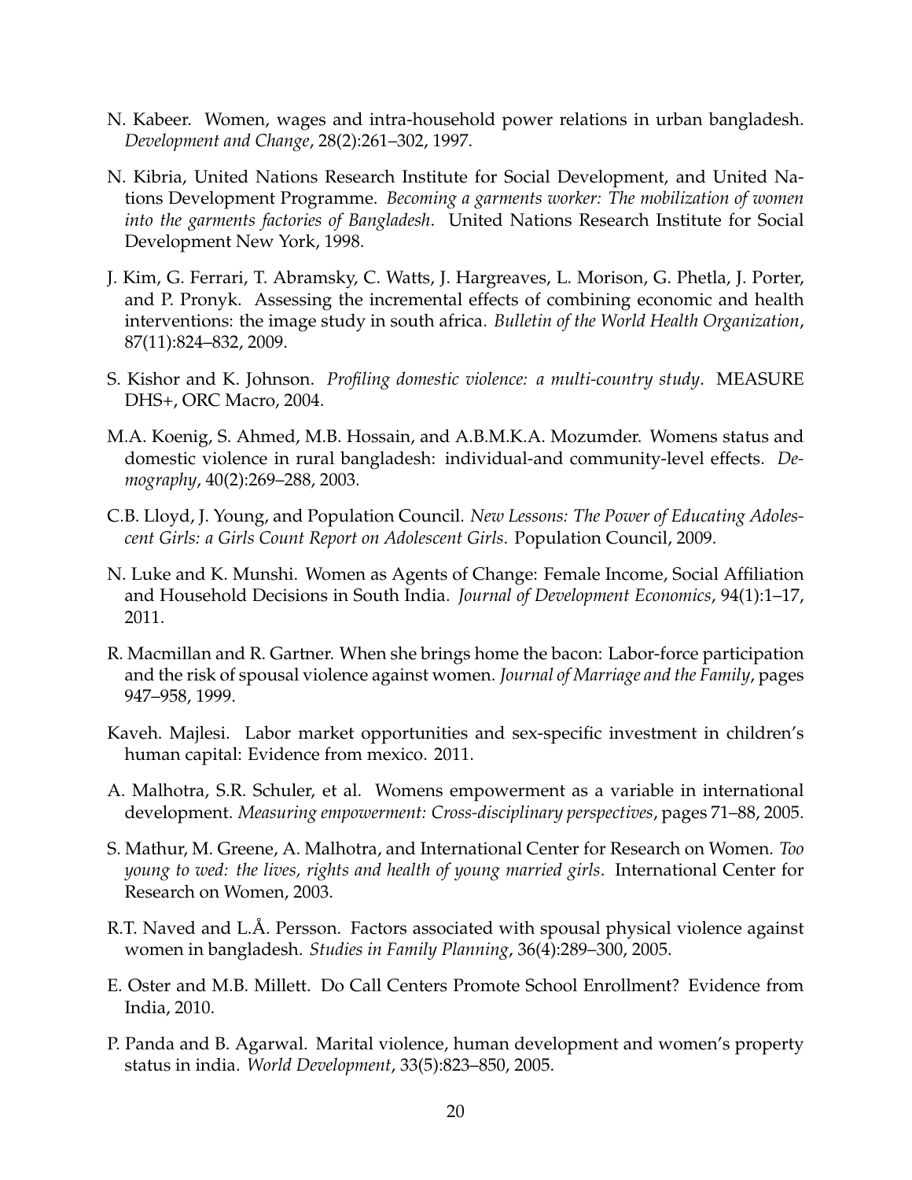N. Kabeer. Women, wages and intra-household power relations in urban bangladesh. *Development and Change*, 28(2):261–302, 1997.

N. Kibria, United Nations Research Institute for Social Development, and United Nations Development Programme. *Becoming a garments worker: The mobilization of women into the garments factories of Bangladesh*. United Nations Research Institute for Social Development New York, 1998.

J. Kim, G. Ferrari, T. Abramsky, C. Watts, J. Hargreaves, L. Morison, G. Phetla, J. Porter, and P. Pronyk. Assessing the incremental effects of combining economic and health interventions: the image study in south africa. *Bulletin of the World Health Organization*, 87(11):824–832, 2009.

S. Kishor and K. Johnson. *Profiling domestic violence: a multi-country study*. MEASURE DHS+, ORC Macro, 2004.

M.A. Koenig, S. Ahmed, M.B. Hossain, and A.B.M.K.A. Mozumder. Womens status and domestic violence in rural bangladesh: individual-and community-level effects. *Demography*, 40(2):269–288, 2003.

C.B. Lloyd, J. Young, and Population Council. *New Lessons: The Power of Educating Adolescent Girls: a Girls Count Report on Adolescent Girls*. Population Council, 2009.

N. Luke and K. Munshi. Women as Agents of Change: Female Income, Social Affiliation and Household Decisions in South India. *Journal of Development Economics*, 94(1):1–17, 2011.

R. Macmillan and R. Gartner. When she brings home the bacon: Labor-force participation and the risk of spousal violence against women. *Journal of Marriage and the Family*, pages 947–958, 1999.

Kaveh. Majlesi. Labor market opportunities and sex-specific investment in children's human capital: Evidence from mexico. 2011.

A. Malhotra, S.R. Schuler, et al. Womens empowerment as a variable in international development. *Measuring empowerment: Cross-disciplinary perspectives*, pages 71–88, 2005.

S. Mathur, M. Greene, A. Malhotra, and International Center for Research on Women. *Too young to wed: the lives, rights and health of young married girls*. International Center for Research on Women, 2003.

R.T. Naved and L.Å. Persson. Factors associated with spousal physical violence against women in bangladesh. *Studies in Family Planning*, 36(4):289–300, 2005.

E. Oster and M.B. Millett. Do Call Centers Promote School Enrollment? Evidence from India, 2010.

P. Panda and B. Agarwal. Marital violence, human development and women's property status in india. *World Development*, 33(5):823–850, 2005.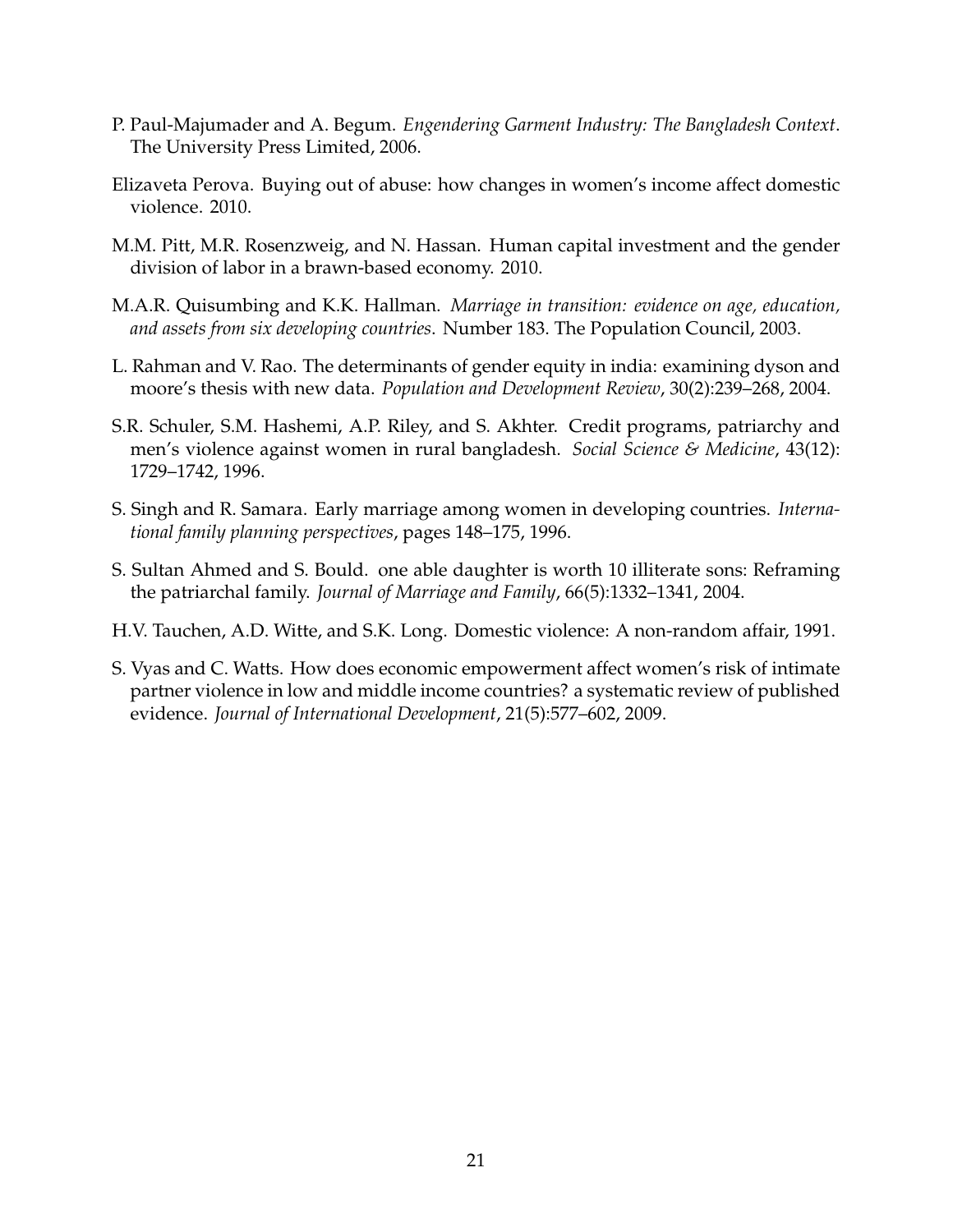P. Paul-Majumader and A. Begum. *Engendering Garment Industry: The Bangladesh Context*. The University Press Limited, 2006.

Elizaveta Perova. Buying out of abuse: how changes in women's income affect domestic violence. 2010.

M.M. Pitt, M.R. Rosenzweig, and N. Hassan. Human capital investment and the gender division of labor in a brawn-based economy. 2010.

M.A.R. Quisumbing and K.K. Hallman. *Marriage in transition: evidence on age, education, and assets from six developing countries*. Number 183. The Population Council, 2003.

L. Rahman and V. Rao. The determinants of gender equity in india: examining dyson and moore's thesis with new data. *Population and Development Review*, 30(2):239–268, 2004.

S.R. Schuler, S.M. Hashemi, A.P. Riley, and S. Akhter. Credit programs, patriarchy and men's violence against women in rural bangladesh. *Social Science & Medicine*, 43(12): 1729–1742, 1996.

S. Singh and R. Samara. Early marriage among women in developing countries. *International family planning perspectives*, pages 148–175, 1996.

S. Sultan Ahmed and S. Bould. one able daughter is worth 10 illiterate sons: Reframing the patriarchal family. *Journal of Marriage and Family*, 66(5):1332–1341, 2004.

H.V. Tauchen, A.D. Witte, and S.K. Long. Domestic violence: A non-random affair, 1991.

S. Vyas and C. Watts. How does economic empowerment affect women's risk of intimate partner violence in low and middle income countries? a systematic review of published evidence. *Journal of International Development*, 21(5):577–602, 2009.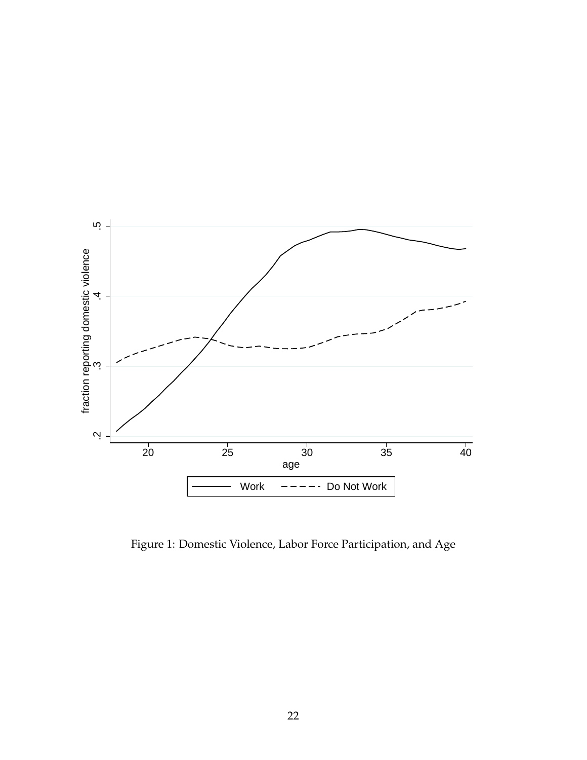Figure 1: Domestic Violence, Labor Force Participation, and Age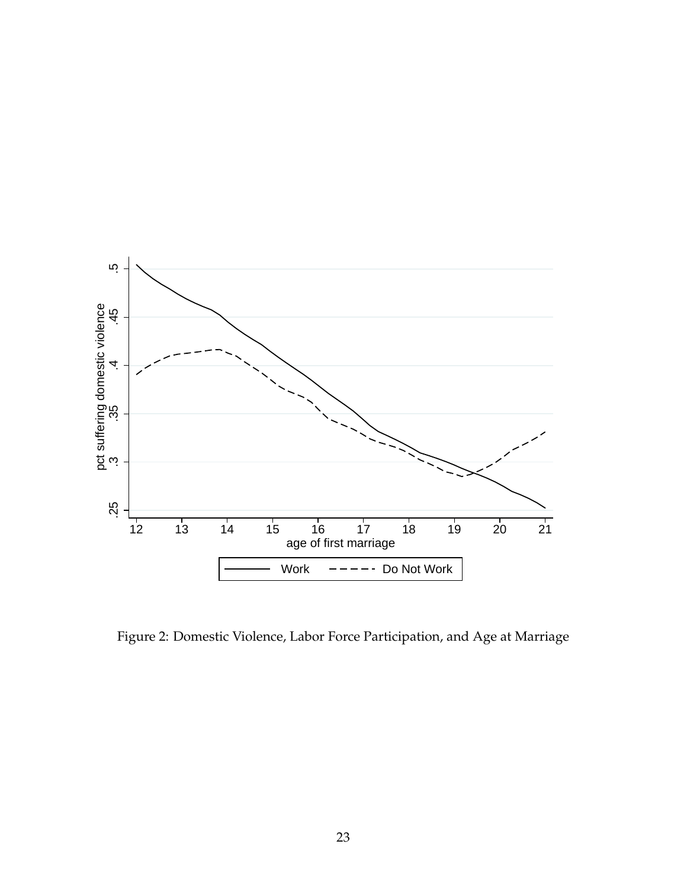Figure 2: Domestic Violence, Labor Force Participation, and Age at Marriage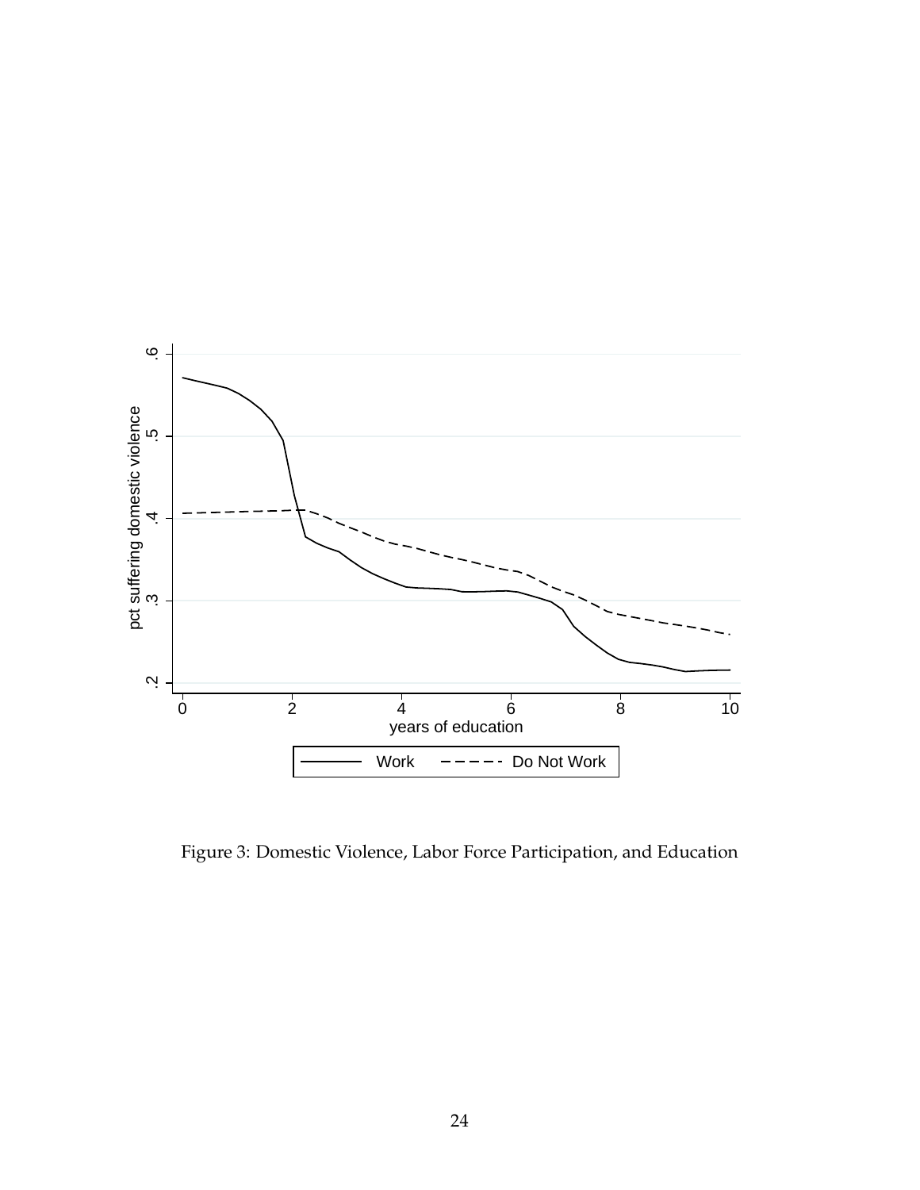Figure 3: Domestic Violence, Labor Force Participation, and Education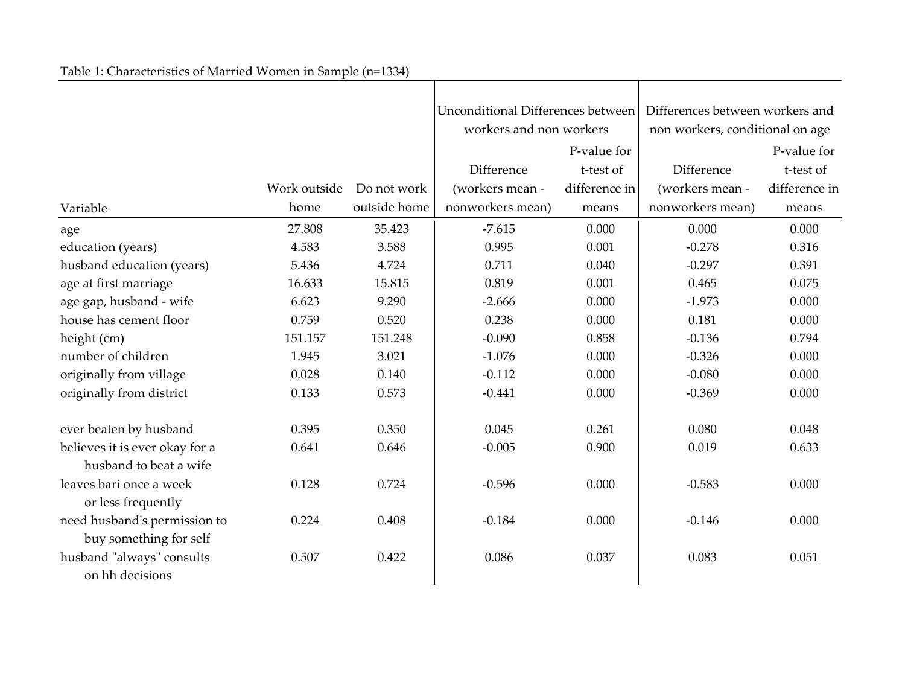Table 1: Characteristics of Married Women in Sample (n=1334)

| Variable | Work outside home | Do not work outside home | Unconditional Differences between workers and non workers: Difference (workers mean - nonworkers mean) | Unconditional Differences between workers and non workers: P-value for t-test of difference in means | Differences between workers and non workers, conditional on age: Difference (workers mean - nonworkers mean) | Differences between workers and non workers, conditional on age: P-value for t-test of difference in means |
|---|---|---|---|---|---|---|
| age | 27.808 | 35.423 | -7.615 | 0.000 | 0.000 | 0.000 |
| education (years) | 4.583 | 3.588 | 0.995 | 0.001 | -0.278 | 0.316 |
| husband education (years) | 5.436 | 4.724 | 0.711 | 0.040 | -0.297 | 0.391 |
| age at first marriage | 16.633 | 15.815 | 0.819 | 0.001 | 0.465 | 0.075 |
| age gap, husband - wife | 6.623 | 9.290 | -2.666 | 0.000 | -1.973 | 0.000 |
| house has cement floor | 0.759 | 0.520 | 0.238 | 0.000 | 0.181 | 0.000 |
| height (cm) | 151.157 | 151.248 | -0.090 | 0.858 | -0.136 | 0.794 |
| number of children | 1.945 | 3.021 | -1.076 | 0.000 | -0.326 | 0.000 |
| originally from village | 0.028 | 0.140 | -0.112 | 0.000 | -0.080 | 0.000 |
| originally from district | 0.133 | 0.573 | -0.441 | 0.000 | -0.369 | 0.000 |
| | | | | | | |
| ever beaten by husband | 0.395 | 0.350 | 0.045 | 0.261 | 0.080 | 0.048 |
| believes it is ever okay for a husband to beat a wife | 0.641 | 0.646 | -0.005 | 0.900 | 0.019 | 0.633 |
| leaves bari once a week or less frequently | 0.128 | 0.724 | -0.596 | 0.000 | -0.583 | 0.000 |
| need husband's permission to buy something for self | 0.224 | 0.408 | -0.184 | 0.000 | -0.146 | 0.000 |
| husband "always" consults on hh decisions | 0.507 | 0.422 | 0.086 | 0.037 | 0.083 | 0.051 |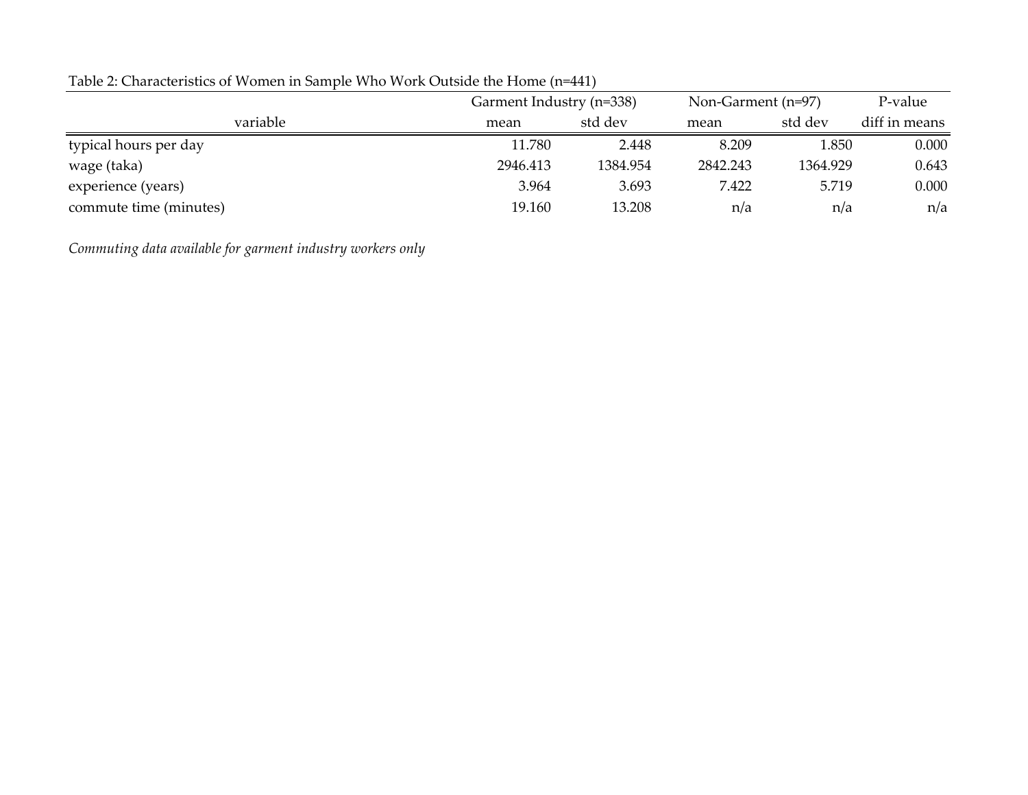Table 2: Characteristics of Women in Sample Who Work Outside the Home (n=441)

| | Garment Industry (n=338) | | Non-Garment (n=97) | | P-value |
|---|---|---|---|---|---|
| variable | mean | std dev | mean | std dev | diff in means |
| typical hours per day | 11.780 | 2.448 | 8.209 | 1.850 | 0.000 |
| wage (taka) | 2946.413 | 1384.954 | 2842.243 | 1364.929 | 0.643 |
| experience (years) | 3.964 | 3.693 | 7.422 | 5.719 | 0.000 |
| commute time (minutes) | 19.160 | 13.208 | n/a | n/a | n/a |

*Commuting data available for garment industry workers only*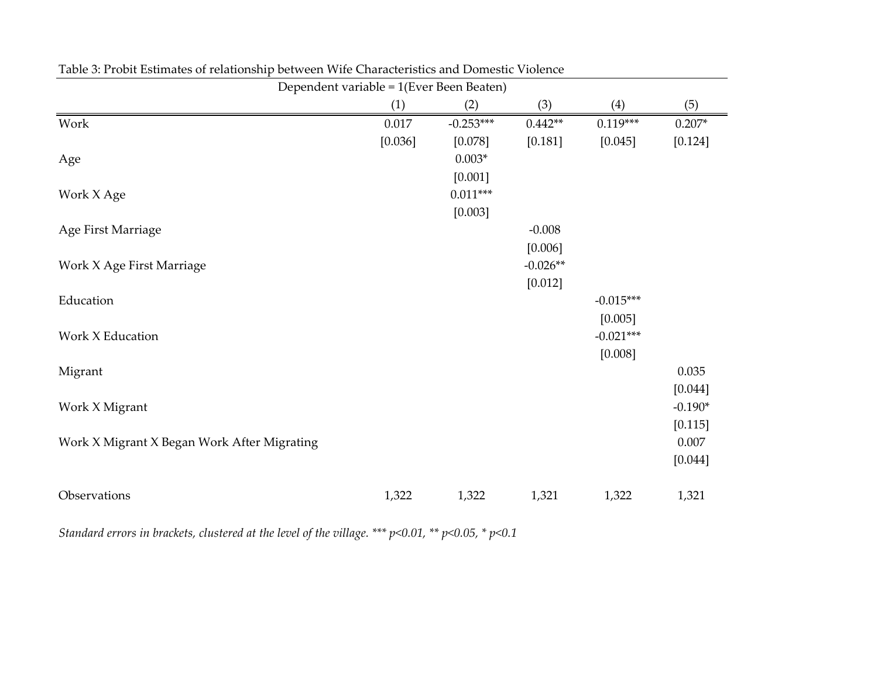Table 3: Probit Estimates of relationship between Wife Characteristics and Domestic Violence

| Dependent variable = 1(Ever Been Beaten) | (1) | (2) | (3) | (4) | (5) |
|---|---|---|---|---|---|
| Work | 0.017 | -0.253*** | 0.442** | 0.119*** | 0.207* |
| | [0.036] | [0.078] | [0.181] | [0.045] | [0.124] |
| Age | | 0.003* | | | |
| | | [0.001] | | | |
| Work X Age | | 0.011*** | | | |
| | | [0.003] | | | |
| Age First Marriage | | | -0.008 | | |
| | | | [0.006] | | |
| Work X Age First Marriage | | | -0.026** | | |
| | | | [0.012] | | |
| Education | | | | -0.015*** | |
| | | | | [0.005] | |
| Work X Education | | | | -0.021*** | |
| | | | | [0.008] | |
| Migrant | | | | | 0.035 |
| | | | | | [0.044] |
| Work X Migrant | | | | | -0.190* |
| | | | | | [0.115] |
| Work X Migrant X Began Work After Migrating | | | | | 0.007 |
| | | | | | [0.044] |
| Observations | 1,322 | 1,322 | 1,321 | 1,322 | 1,321 |

*Standard errors in brackets, clustered at the level of the village. *** p<0.01, ** p<0.05, * p<0.1*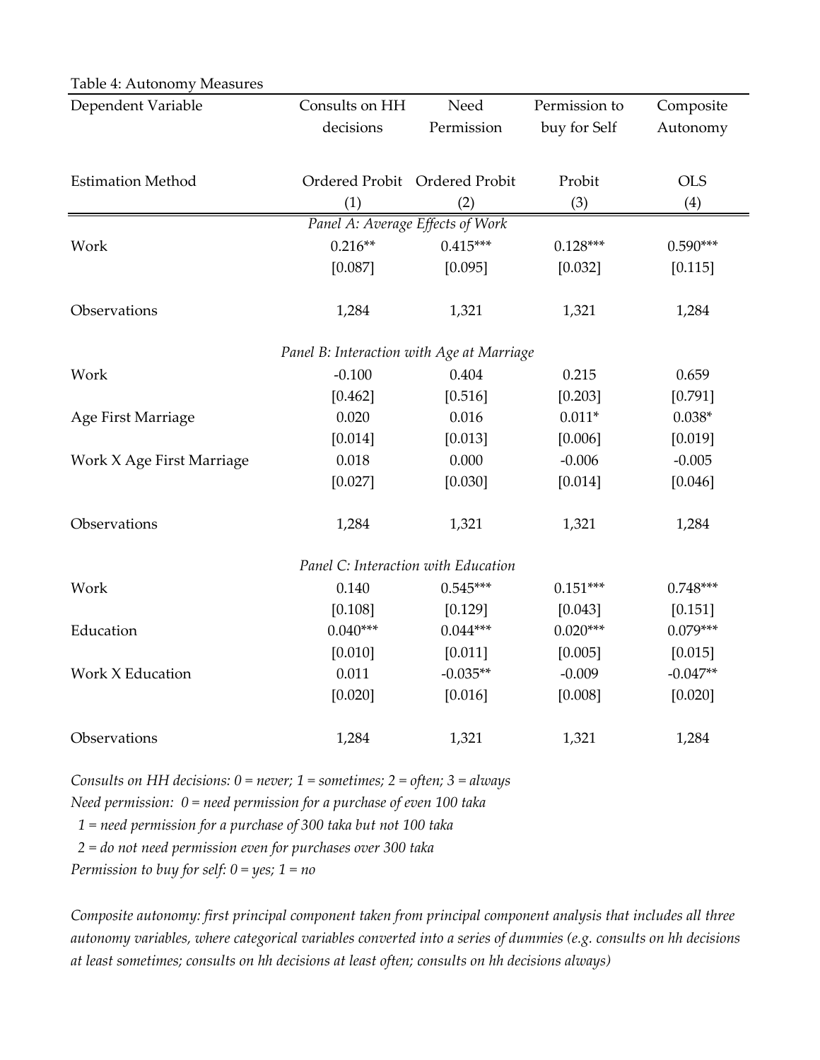Table 4: Autonomy Measures

| Dependent Variable | Consults on HH decisions | Need Permission | Permission to buy for Self | Composite Autonomy |
|---|---|---|---|---|
| Estimation Method | Ordered Probit | Ordered Probit | Probit | OLS |
| | (1) | (2) | (3) | (4) |
| *Panel A: Average Effects of Work* | | | | |
| Work | 0.216** | 0.415*** | 0.128*** | 0.590*** |
| | [0.087] | [0.095] | [0.032] | [0.115] |
| Observations | 1,284 | 1,321 | 1,321 | 1,284 |
| *Panel B: Interaction with Age at Marriage* | | | | |
| Work | -0.100 | 0.404 | 0.215 | 0.659 |
| | [0.462] | [0.516] | [0.203] | [0.791] |
| Age First Marriage | 0.020 | 0.016 | 0.011* | 0.038* |
| | [0.014] | [0.013] | [0.006] | [0.019] |
| Work X Age First Marriage | 0.018 | 0.000 | -0.006 | -0.005 |
| | [0.027] | [0.030] | [0.014] | [0.046] |
| Observations | 1,284 | 1,321 | 1,321 | 1,284 |
| *Panel C: Interaction with Education* | | | | |
| Work | 0.140 | 0.545*** | 0.151*** | 0.748*** |
| | [0.108] | [0.129] | [0.043] | [0.151] |
| Education | 0.040*** | 0.044*** | 0.020*** | 0.079*** |
| | [0.010] | [0.011] | [0.005] | [0.015] |
| Work X Education | 0.011 | -0.035** | -0.009 | -0.047** |
| | [0.020] | [0.016] | [0.008] | [0.020] |
| Observations | 1,284 | 1,321 | 1,321 | 1,284 |

*Consults on HH decisions: 0 = never; 1 = sometimes; 2 = often; 3 = always*
*Need permission: 0 = need permission for a purchase of even 100 taka*
*1 = need permission for a purchase of 300 taka but not 100 taka*
*2 = do not need permission even for purchases over 300 taka*
*Permission to buy for self: 0 = yes; 1 = no*

*Composite autonomy: first principal component taken from principal component analysis that includes all three autonomy variables, where categorical variables converted into a series of dummies (e.g. consults on hh decisions at least sometimes; consults on hh decisions at least often; consults on hh decisions always)*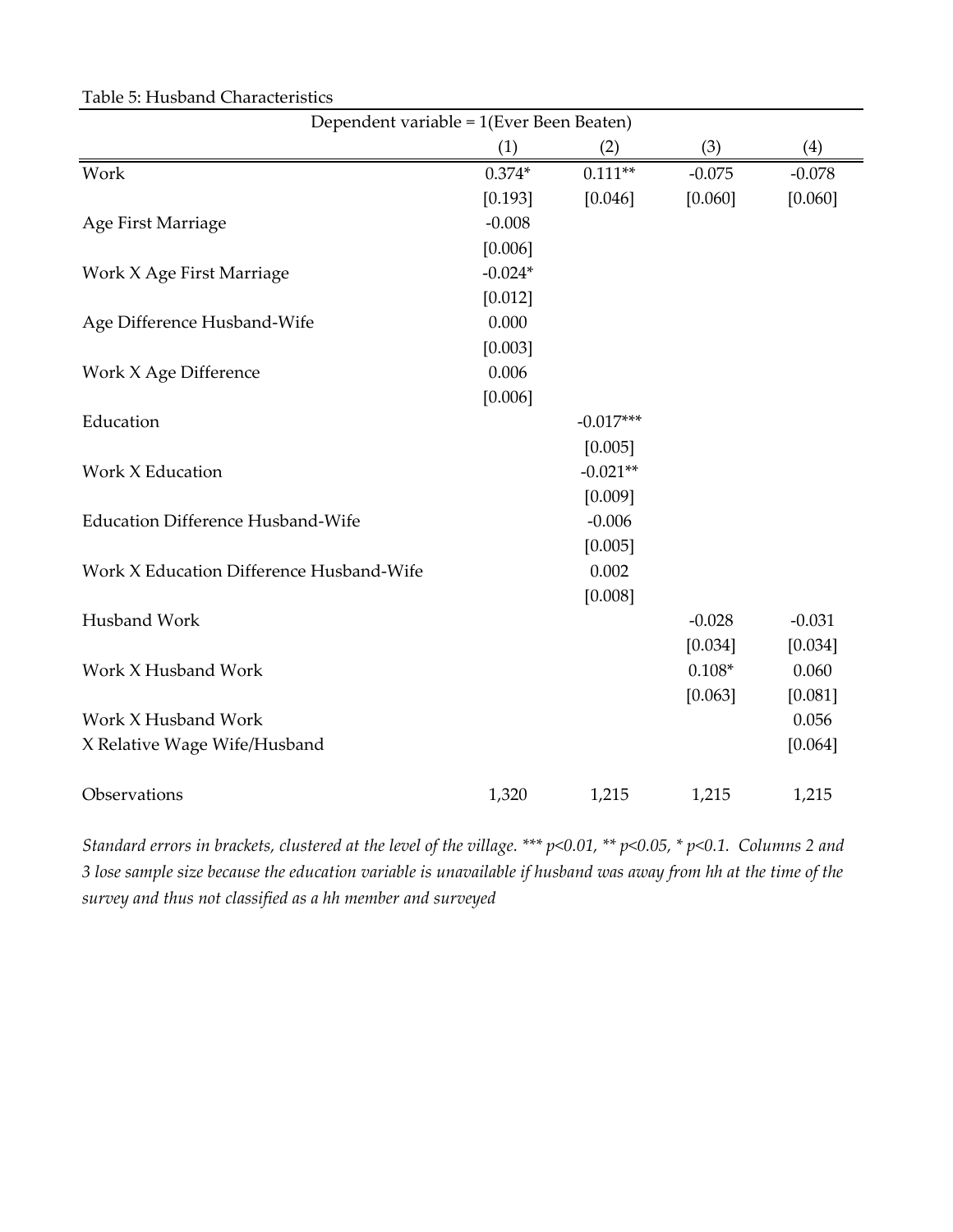Table 5: Husband Characteristics

| Dependent variable = 1(Ever Been Beaten) | | | | |
|---|---|---|---|---|
| | (1) | (2) | (3) | (4) |
| Work | 0.374* | 0.111** | -0.075 | -0.078 |
| | [0.193] | [0.046] | [0.060] | [0.060] |
| Age First Marriage | -0.008 | | | |
| | [0.006] | | | |
| Work X Age First Marriage | -0.024* | | | |
| | [0.012] | | | |
| Age Difference Husband-Wife | 0.000 | | | |
| | [0.003] | | | |
| Work X Age Difference | 0.006 | | | |
| | [0.006] | | | |
| Education | | -0.017*** | | |
| | | [0.005] | | |
| Work X Education | | -0.021** | | |
| | | [0.009] | | |
| Education Difference Husband-Wife | | -0.006 | | |
| | | [0.005] | | |
| Work X Education Difference Husband-Wife | | 0.002 | | |
| | | [0.008] | | |
| Husband Work | | | -0.028 | -0.031 |
| | | | [0.034] | [0.034] |
| Work X Husband Work | | | 0.108* | 0.060 |
| | | | [0.063] | [0.081] |
| Work X Husband Work X Relative Wage Wife/Husband | | | | 0.056 |
| | | | | [0.064] |
| Observations | 1,320 | 1,215 | 1,215 | 1,215 |

*Standard errors in brackets, clustered at the level of the village. *** p<0.01, ** p<0.05, * p<0.1. Columns 2 and 3 lose sample size because the education variable is unavailable if husband was away from hh at the time of the survey and thus not classified as a hh member and surveyed*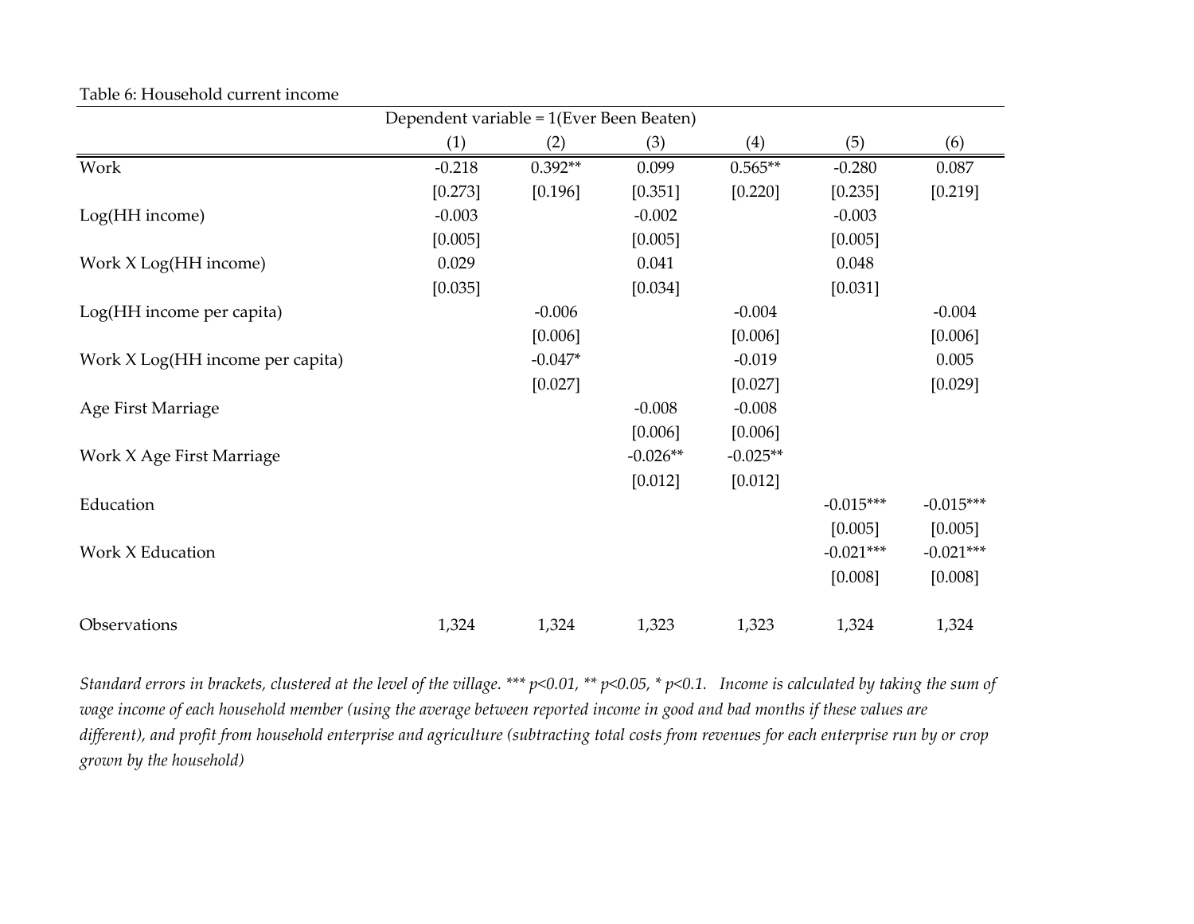Table 6: Household current income

| | Dependent variable = 1(Ever Been Beaten) | | | | | |
|---|---|---|---|---|---|---|
| | (1) | (2) | (3) | (4) | (5) | (6) |
| Work | -0.218 | 0.392** | 0.099 | 0.565** | -0.280 | 0.087 |
| | [0.273] | [0.196] | [0.351] | [0.220] | [0.235] | [0.219] |
| Log(HH income) | -0.003 | | -0.002 | | -0.003 | |
| | [0.005] | | [0.005] | | [0.005] | |
| Work X Log(HH income) | 0.029 | | 0.041 | | 0.048 | |
| | [0.035] | | [0.034] | | [0.031] | |
| Log(HH income per capita) | | -0.006 | | -0.004 | | -0.004 |
| | | [0.006] | | [0.006] | | [0.006] |
| Work X Log(HH income per capita) | | -0.047* | | -0.019 | | 0.005 |
| | | [0.027] | | [0.027] | | [0.029] |
| Age First Marriage | | | -0.008 | -0.008 | | |
| | | | [0.006] | [0.006] | | |
| Work X Age First Marriage | | | -0.026** | -0.025** | | |
| | | | [0.012] | [0.012] | | |
| Education | | | | | -0.015*** | -0.015*** |
| | | | | | [0.005] | [0.005] |
| Work X Education | | | | | -0.021*** | -0.021*** |
| | | | | | [0.008] | [0.008] |
| Observations | 1,324 | 1,324 | 1,323 | 1,323 | 1,324 | 1,324 |

*Standard errors in brackets, clustered at the level of the village. *** p<0.01, ** p<0.05, * p<0.1. Income is calculated by taking the sum of wage income of each household member (using the average between reported income in good and bad months if these values are different), and profit from household enterprise and agriculture (subtracting total costs from revenues for each enterprise run by or crop grown by the household)*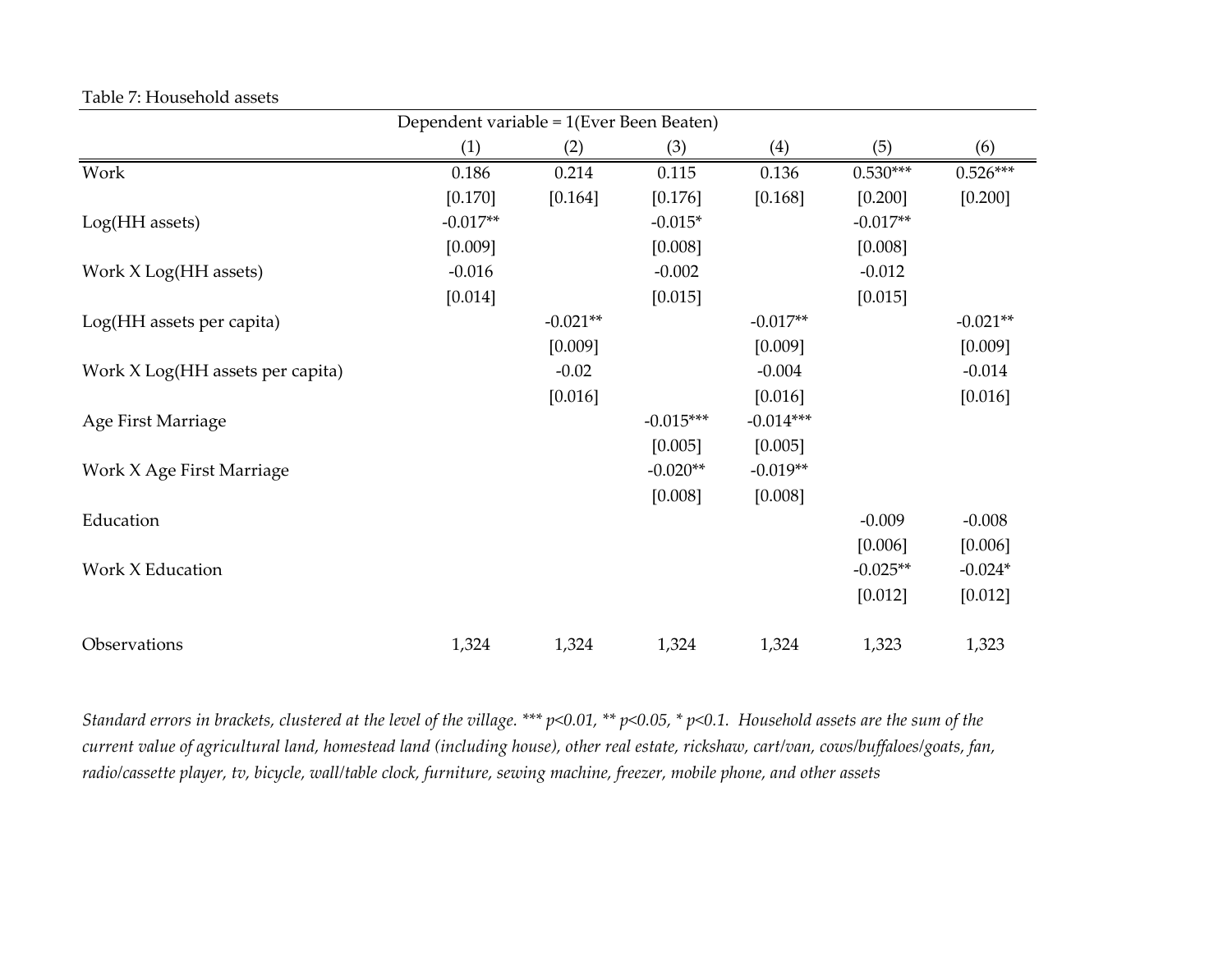Table 7: Household assets

| | Dependent variable = 1(Ever Been Beaten) | | | | | |
|---|---|---|---|---|---|---|
| | (1) | (2) | (3) | (4) | (5) | (6) |
| Work | 0.186 | 0.214 | 0.115 | 0.136 | 0.530*** | 0.526*** |
| | [0.170] | [0.164] | [0.176] | [0.168] | [0.200] | [0.200] |
| Log(HH assets) | -0.017** | | -0.015* | | -0.017** | |
| | [0.009] | | [0.008] | | [0.008] | |
| Work X Log(HH assets) | -0.016 | | -0.002 | | -0.012 | |
| | [0.014] | | [0.015] | | [0.015] | |
| Log(HH assets per capita) | | -0.021** | | -0.017** | | -0.021** |
| | | [0.009] | | [0.009] | | [0.009] |
| Work X Log(HH assets per capita) | | -0.02 | | -0.004 | | -0.014 |
| | | [0.016] | | [0.016] | | [0.016] |
| Age First Marriage | | | -0.015*** | -0.014*** | | |
| | | | [0.005] | [0.005] | | |
| Work X Age First Marriage | | | -0.020** | -0.019** | | |
| | | | [0.008] | [0.008] | | |
| Education | | | | | -0.009 | -0.008 |
| | | | | | [0.006] | [0.006] |
| Work X Education | | | | | -0.025** | -0.024* |
| | | | | | [0.012] | [0.012] |
| Observations | 1,324 | 1,324 | 1,324 | 1,324 | 1,323 | 1,323 |

*Standard errors in brackets, clustered at the level of the village. *** p<0.01, ** p<0.05, * p<0.1. Household assets are the sum of the current value of agricultural land, homestead land (including house), other real estate, rickshaw, cart/van, cows/buffaloes/goats, fan, radio/cassette player, tv, bicycle, wall/table clock, furniture, sewing machine, freezer, mobile phone, and other assets*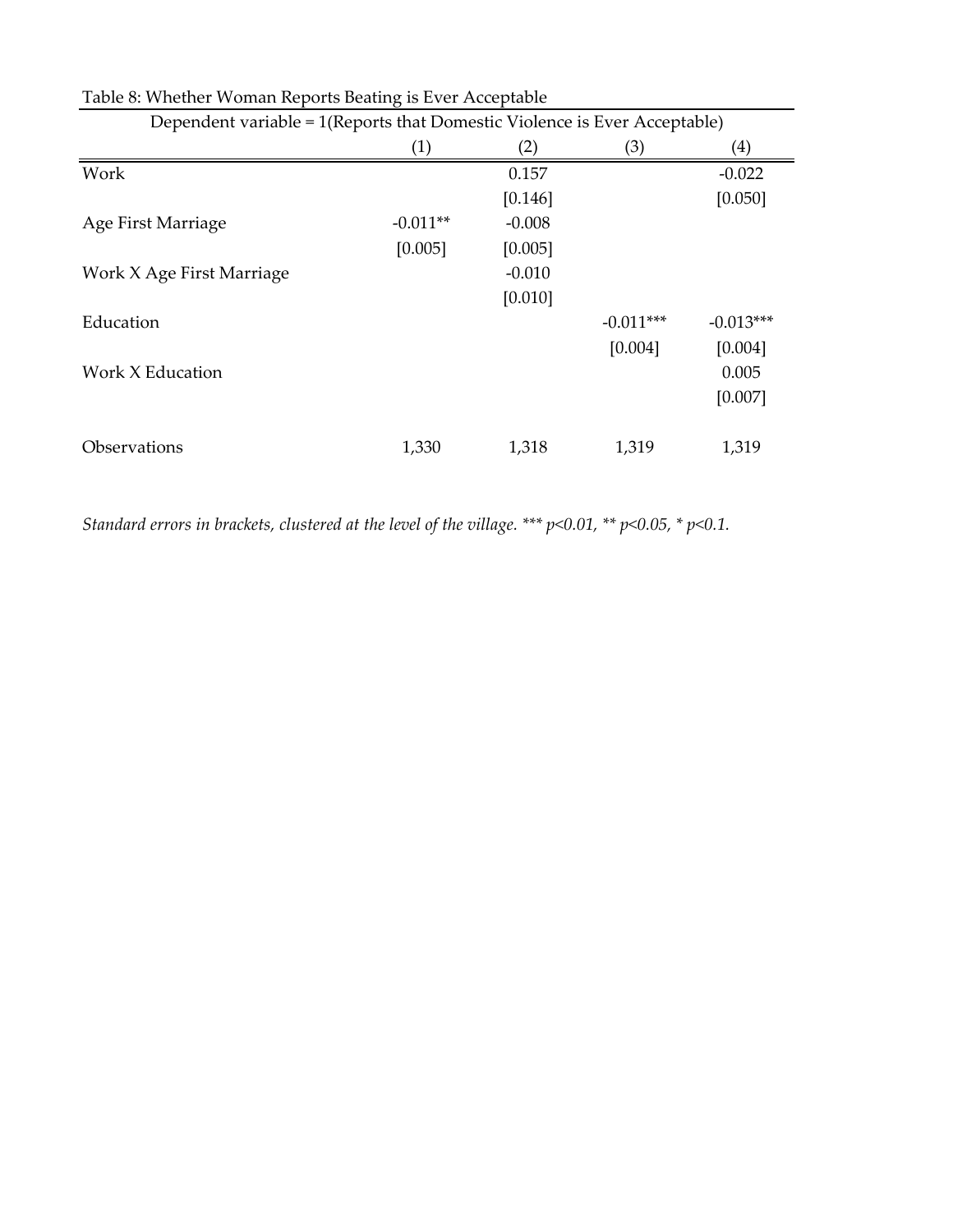Table 8: Whether Woman Reports Beating is Ever Acceptable

| Dependent variable = 1(Reports that Domestic Violence is Ever Acceptable) | | | | |
|---|---|---|---|---|
| | (1) | (2) | (3) | (4) |
| Work | | 0.157 | | -0.022 |
| | | [0.146] | | [0.050] |
| Age First Marriage | -0.011** | -0.008 | | |
| | [0.005] | [0.005] | | |
| Work X Age First Marriage | | -0.010 | | |
| | | [0.010] | | |
| Education | | | -0.011*** | -0.013*** |
| | | | [0.004] | [0.004] |
| Work X Education | | | | 0.005 |
| | | | | [0.007] |
| Observations | 1,330 | 1,318 | 1,319 | 1,319 |

*Standard errors in brackets, clustered at the level of the village. *** p<0.01, ** p<0.05, * p<0.1.*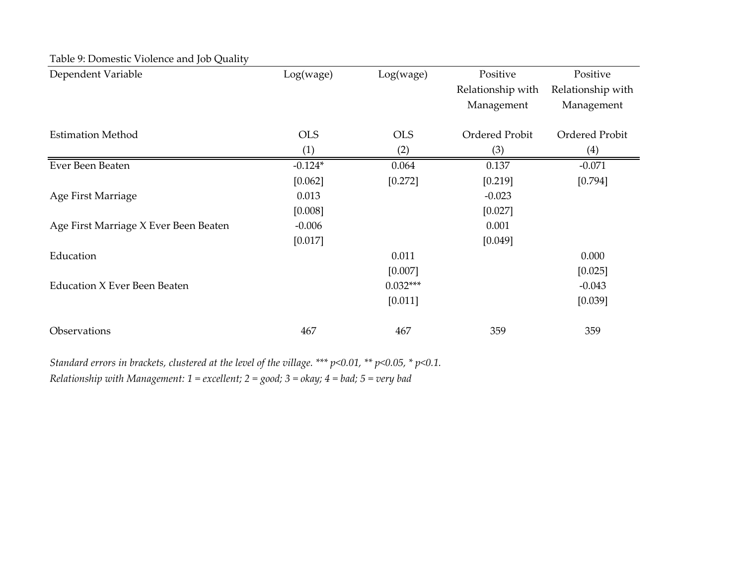Table 9: Domestic Violence and Job Quality

| Dependent Variable | Log(wage) | Log(wage) | Positive Relationship with Management | Positive Relationship with Management |
|---|---|---|---|---|
| Estimation Method | OLS | OLS | Ordered Probit | Ordered Probit |
| | (1) | (2) | (3) | (4) |
| Ever Been Beaten | -0.124* | 0.064 | 0.137 | -0.071 |
| | [0.062] | [0.272] | [0.219] | [0.794] |
| Age First Marriage | 0.013 | | -0.023 | |
| | [0.008] | | [0.027] | |
| Age First Marriage X Ever Been Beaten | -0.006 | | 0.001 | |
| | [0.017] | | [0.049] | |
| Education | | 0.011 | | 0.000 |
| | | [0.007] | | [0.025] |
| Education X Ever Been Beaten | | 0.032*** | | -0.043 |
| | | [0.011] | | [0.039] |
| Observations | 467 | 467 | 359 | 359 |

*Standard errors in brackets, clustered at the level of the village. *** p<0.01, ** p<0.05, * p<0.1.*

*Relationship with Management: 1 = excellent; 2 = good; 3 = okay; 4 = bad; 5 = very bad*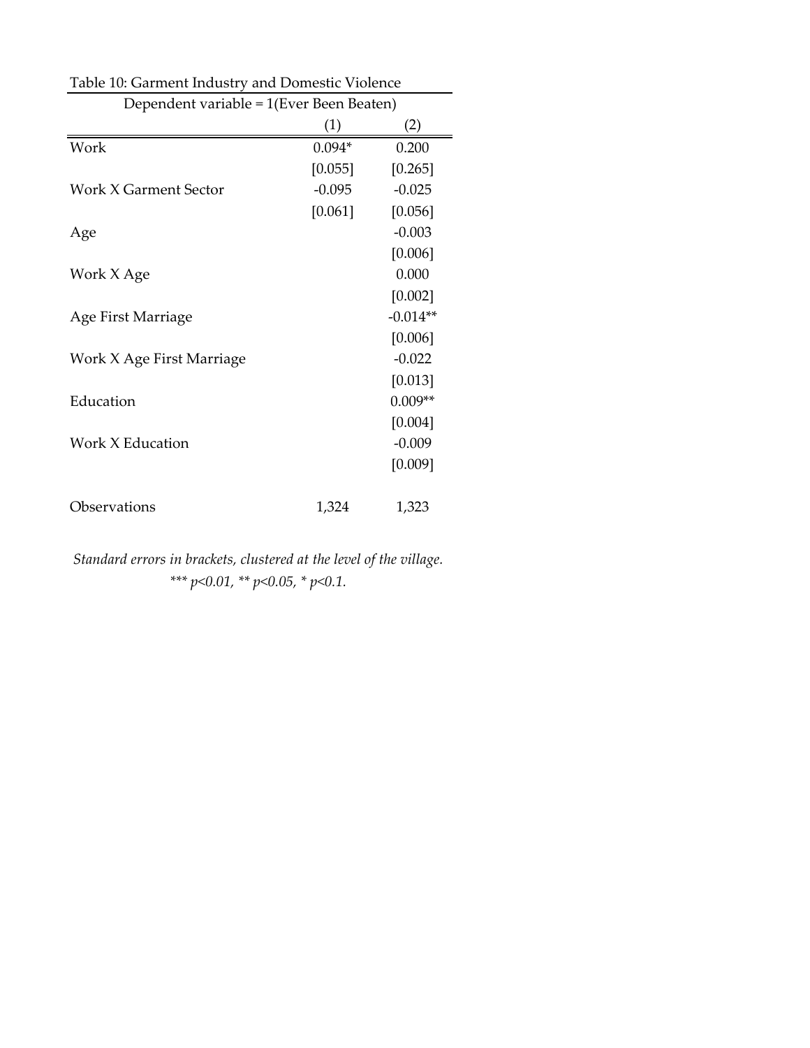Table 10: Garment Industry and Domestic Violence

| Dependent variable = 1(Ever Been Beaten) | | |
|---|---|---|
| | (1) | (2) |
| Work | 0.094* | 0.200 |
| | [0.055] | [0.265] |
| Work X Garment Sector | -0.095 | -0.025 |
| | [0.061] | [0.056] |
| Age | | -0.003 |
| | | [0.006] |
| Work X Age | | 0.000 |
| | | [0.002] |
| Age First Marriage | | -0.014** |
| | | [0.006] |
| Work X Age First Marriage | | -0.022 |
| | | [0.013] |
| Education | | 0.009** |
| | | [0.004] |
| Work X Education | | -0.009 |
| | | [0.009] |
| Observations | 1,324 | 1,323 |

*Standard errors in brackets, clustered at the level of the village.*
*\*\*\* p<0.01, \*\* p<0.05, \* p<0.1.*